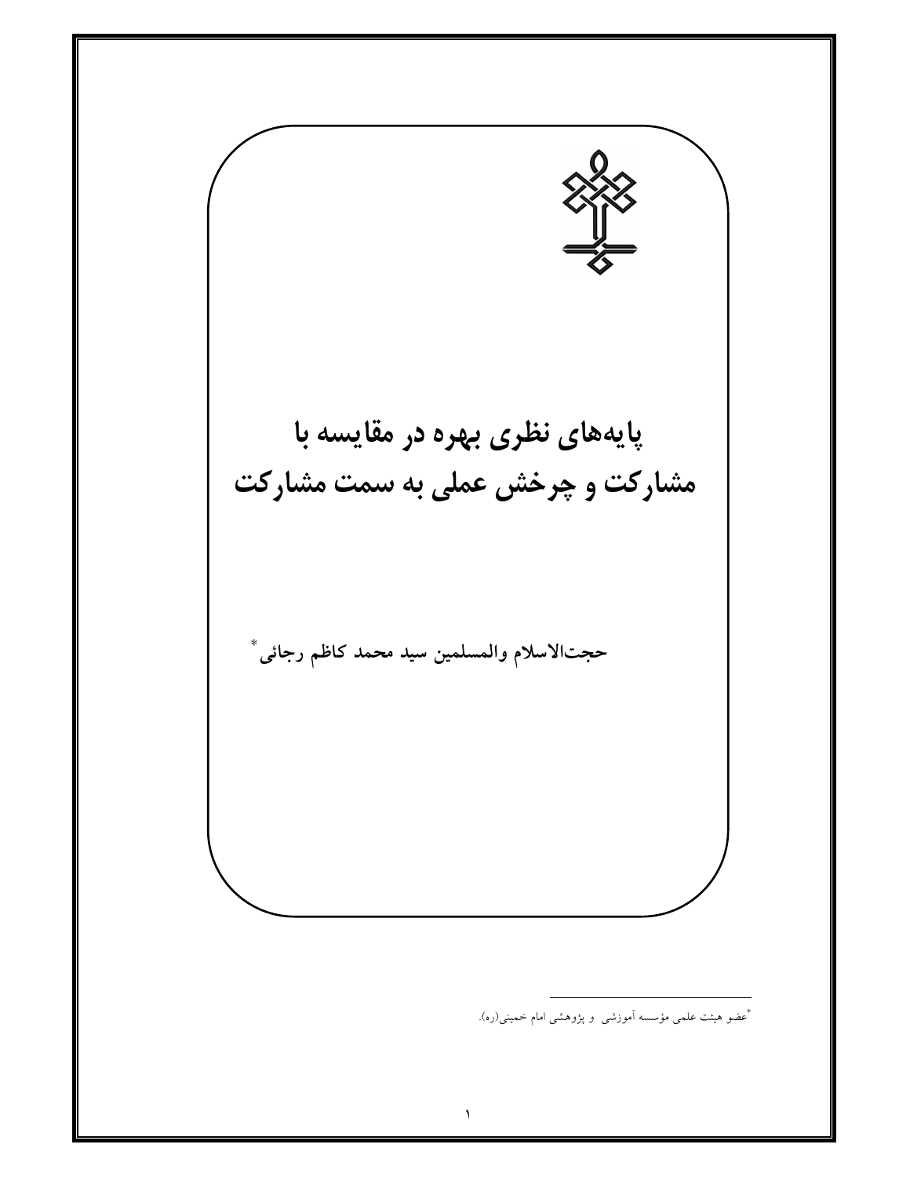# پایه‌های نظری بهره در مقایسه با مشارکت و چرخش عملی به سمت مشارکت

**حجت‌الاسلام والمسلمین سید محمد کاظم رجائی** [*]

---

[*] عضو هیئت علمی مؤسسه آموزشی و پژوهشی امام خمینی(ره).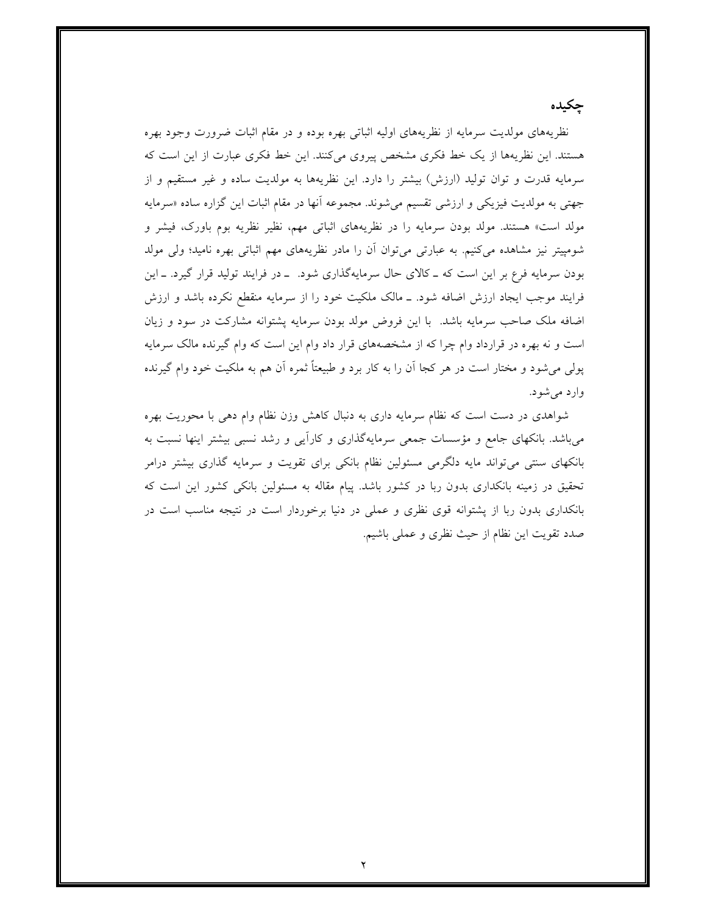## چکیده

نظریه‌های مولدیت سرمایه از نظریه‌های اولیه اثباتی بهره بوده و در مقام اثبات ضرورت وجود بهره هستند. این نظریه‌ها از یک خط فکری مشخص پیروی می‌کنند. این خط فکری عبارت از این است که سرمایه قدرت و توان تولید (ارزش) بیشتر را دارد. این نظریه‌ها به مولدیت ساده و غیر مستقیم و از جهتی به مولدیت فیزیکی و ارزشی تقسیم می‌شوند. مجموعه آنها در مقام اثبات این گزاره ساده «سرمایه مولد است» هستند. مولد بودن سرمایه را در نظریه‌های اثباتی مهم، نظیر نظریه بوم باورک، فیشر و شومپیتر نیز مشاهده می‌کنیم. به عبارتی می‌توان آن را مادر نظریه‌های مهم اثباتی بهره نامید؛ ولی مولد بودن سرمایه فرع بر این است که ـ کالای حال سرمایه‌گذاری شود. ـ در فرایند تولید قرار گیرد. ـ این فرایند موجب ایجاد ارزش اضافه شود. ـ مالک ملکیت خود را از سرمایه منقطع نکرده باشد و ارزش اضافه ملک صاحب سرمایه باشد. با این فروض مولد بودن سرمایه پشتوانه مشارکت در سود و زیان است و نه بهره در قرارداد وام چرا که از مشخصه‌های قرار داد وام این است که وام گیرنده مالک سرمایه پولی می‌شود و مختار است در هر کجا آن را به کار برد و طبیعتاً ثمره آن هم به ملکیت خود وام گیرنده وارد می‌شود.

شواهدی در دست است که نظام سرمایه داری به دنبال کاهش وزن نظام وام دهی با محوریت بهره می‌باشد. بانکهای جامع و مؤسسات جمعی سرمایه‌گذاری و کارآیی و رشد نسبی بیشتر اینها نسبت به بانکهای سنتی می‌تواند مایه دلگرمی مسئولین نظام بانکی برای تقویت و سرمایه گذاری بیشتر درامر تحقیق در زمینه بانکداری بدون ربا در کشور باشد. پیام مقاله به مسئولین بانکی کشور این است که بانکداری بدون ربا از پشتوانه قوی نظری و عملی در دنیا برخوردار است در نتیجه مناسب است در صدد تقویت این نظام از حیث نظری و عملی باشیم.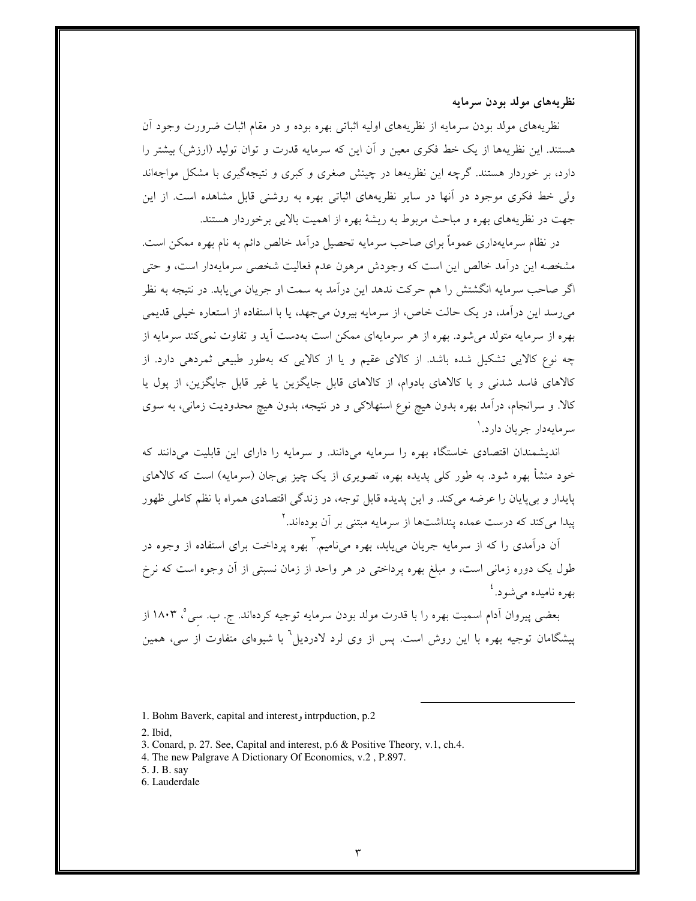### نظریه‌های مولد بودن سرمایه

نظریه‌های مولد بودن سرمایه از نظریه‌های اولیه اثباتی بهره بوده و در مقام اثبات ضرورت وجود آن هستند. این نظریه‌ها از یک خط فکری معین و آن این که سرمایه قدرت و توان تولید (ارزش) بیشتر را دارد، بر خوردار هستند. گرچه این نظریه‌ها در چینش صغری و کبری و نتیجه‌گیری با مشکل مواجه‌اند ولی خط فکری موجود در آنها در سایر نظریه‌های اثباتی بهره به روشنی قابل مشاهده است. از این جهت در نظریه‌های بهره و مباحث مربوط به ریشهٔ بهره از اهمیت بالایی برخوردار هستند.

در نظام سرمایه‌داری عموماً برای صاحب سرمایه تحصیل درآمد خالص دائم به نام بهره ممکن است. مشخصه این درآمد خالص این است که وجودش مرهون عدم فعالیت شخصی سرمایه‌دار است، و حتی اگر صاحب سرمایه انگشتش را هم حرکت ندهد این درآمد به سمت او جریان می‌یابد. در نتیجه به نظر می‌رسد این درآمد، در یک حالت خاص، از سرمایه بیرون می‌جهد، یا با استفاده از استعاره خیلی قدیمی بهره از سرمایه متولد می‌شود. بهره از هر سرمایه‌ای ممکن است به‌دست آید و تفاوت نمی‌کند سرمایه از چه نوع کالایی تشکیل شده باشد. از کالای عقیم و یا از کالایی که به‌طور طبیعی ثمردهی دارد. از کالاهای فاسد شدنی و یا کالاهای بادوام، از کالاهای قابل جایگزین یا غیر قابل جایگزین، از پول یا کالا. و سرانجام، درآمد بهره بدون هیچ نوع استهلاکی و در نتیجه، بدون هیچ محدودیت زمانی، به سوی سرمایه‌دار جریان دارد.[1]

اندیشمندان اقتصادی خاستگاه بهره را سرمایه می‌دانند. و سرمایه را دارای این قابلیت می‌دانند که خود منشأ بهره شود. به طور کلی پدیده بهره، تصویری از یک چیز بی‌جان (سرمایه) است که کالاهای پایدار و بی‌پایان را عرضه می‌کند. و این پدیده قابل توجه، در زندگی اقتصادی همراه با نظم کاملی ظهور پیدا می‌کند که درست عمده پنداشت‌ها از سرمایه مبتنی بر آن بوده‌اند.[2]

آن درآمدی را که از سرمایه جریان می‌یابد، بهره می‌نامیم.[3] بهره پرداخت برای استفاده از وجوه در طول یک دوره زمانی است، و مبلغ بهره پرداختی در هر واحد از زمان نسبتی از آن وجوه است که نرخ بهره نامیده می‌شود.[4]

بعضی پیروان آدام اسمیت بهره را با قدرت مولد بودن سرمایه توجیه کرده‌اند. ج. ب. سی[5]، ۱۸۰۳ از پیشگامان توجیه بهره با این روش است. پس از وی لرد لادردیل[6] با شیوه‌ای متفاوت از سی، همین

---

1. Bohm Baverk, capital and interest و intrpduction, p.2
2. Ibid,
3. Conard, p. 27. See, Capital and interest, p.6 & Positive Theory, v.1, ch.4.
4. The new Palgrave A Dictionary Of Economics, v.2 , P.897.
5. J. B. say
6. Lauderdale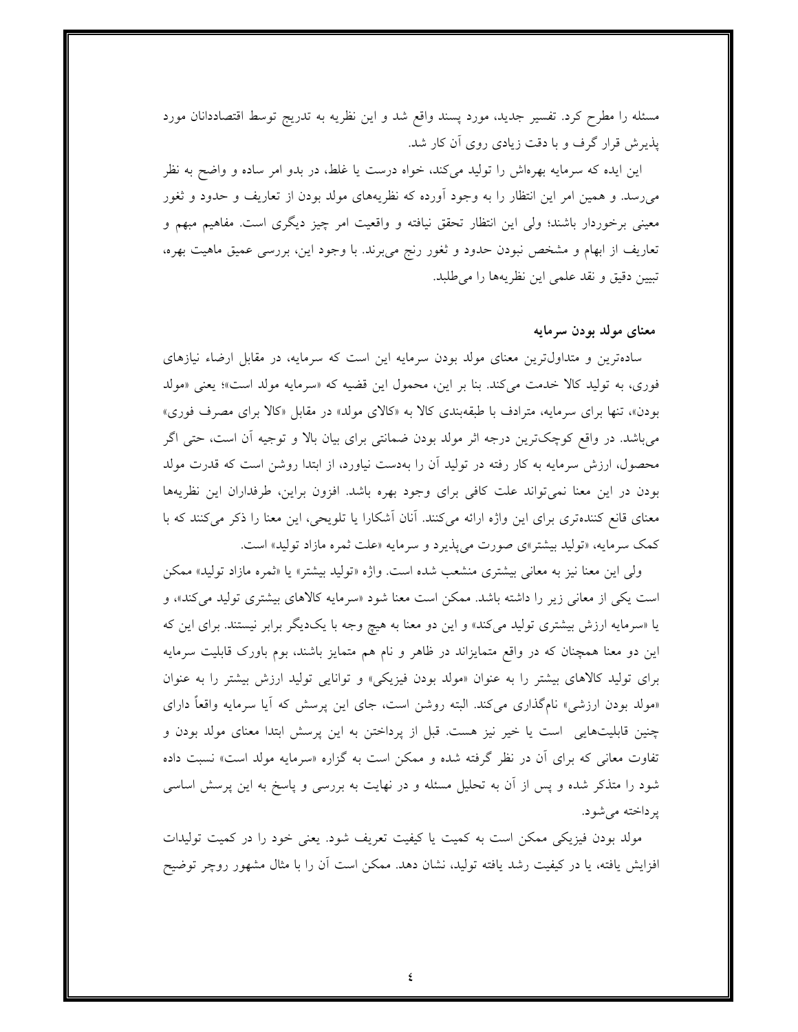مسئله را مطرح کرد. تفسیر جدید، مورد پسند واقع شد و این نظریه به تدریج توسط اقتصاددانان مورد پذیرش قرار گرف و با دقت زیادی روی آن کار شد.

این ایده که سرمایه بهره‌اش را تولید می‌کند، خواه درست یا غلط، در بدو امر ساده و واضح به نظر می‌رسد. و همین امر این انتظار را به وجود آورده که نظریه‌های مولد بودن از تعاریف و حدود و ثغور معینی برخوردار باشند؛ ولی این انتظار تحقق نیافته و واقعیت امر چیز دیگری است. مفاهیم مبهم و تعاریف از ابهام و مشخص نبودن حدود و ثغور رنج می‌برند. با وجود این، بررسی عمیق ماهیت بهره، تبیین دقیق و نقد علمی این نظریه‌ها را می‌طلبد.

### معنای مولد بودن سرمایه

ساده‌ترین و متداول‌ترین معنای مولد بودن سرمایه این است که سرمایه، در مقابل ارضاء نیازهای فوری، به تولید کالا خدمت می‌کند. بنا بر این، محمول این قضیه که «سرمایه مولد است»؛ یعنی «مولد بودن»، تنها برای سرمایه، مترادف با طبقه‌بندی کالا به «کالای مولد» در مقابل «کالا برای مصرف فوری» می‌باشد. در واقع کوچک‌ترین درجه اثر مولد بودن ضمانتی برای بیان بالا و توجیه آن است، حتی اگر محصول، ارزش سرمایه به کار رفته در تولید آن را به‌دست نیاورد، از ابتدا روشن است که قدرت مولد بودن در این معنا نمی‌تواند علت کافی برای وجود بهره باشد. افزون براین، طرفداران این نظریه‌ها معنای قانع کننده‌تری برای این واژه ارائه می‌کنند. آنان آشکارا یا تلویحی، این معنا را ذکر می‌کنند که با کمک سرمایه، «تولید بیشتر»ی صورت می‌پذیرد و سرمایه «علت ثمره مازاد تولید» است.

ولی این معنا نیز به معانی بیشتری منشعب شده است. واژه «تولید بیشتر» یا «ثمره مازاد تولید» ممکن است یکی از معانی زیر را داشته باشد. ممکن است معنا شود «سرمایه کالاهای بیشتری تولید می‌کند»، و یا «سرمایه ارزش بیشتری تولید می‌کند» و این دو معنا به هیچ وجه با یک‌دیگر برابر نیستند. برای این که این دو معنا همچنان که در واقع متمایزاند در ظاهر و نام هم متمایز باشند، بوم باورک قابلیت سرمایه برای تولید کالاهای بیشتر را به عنوان «مولد بودن فیزیکی» و توانایی تولید ارزش بیشتر را به عنوان «مولد بودن ارزشی» نام‌گذاری می‌کند. البته روشن است، جای این پرسش که آیا سرمایه واقعاً دارای چنین قابلیت‌هایی است یا خیر نیز هست. قبل از پرداختن به این پرسش ابتدا معنای مولد بودن و تفاوت معانی که برای آن در نظر گرفته شده و ممکن است به گزاره «سرمایه مولد است» نسبت داده شود را متذکر شده و پس از آن به تحلیل مسئله و در نهایت به بررسی و پاسخ به این پرسش اساسی پرداخته می‌شود.

مولد بودن فیزیکی ممکن است به کمیت یا کیفیت تعریف شود. یعنی خود را در کمیت تولیدات افزایش یافته، یا در کیفیت رشد یافته تولید، نشان دهد. ممکن است آن را با مثال مشهور روچر توضیح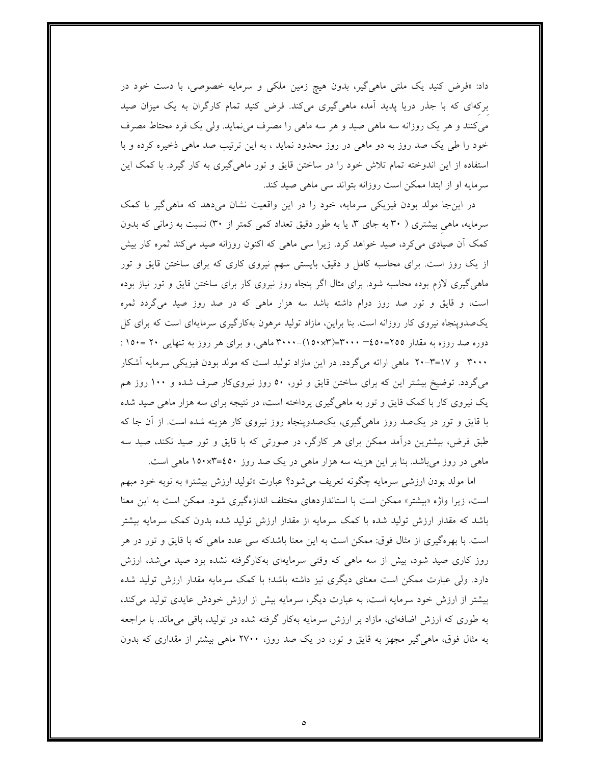داد: «فرض کنید یک ملتی ماهی‌گیر، بدون هیچ زمین ملکی و سرمایه خصوصی، با دست خود در برکه‌ای که با جذر دریا پدید آمده ماهی‌گیری می‌کند. فرض کنید تمام کارگران به یک میزان صید می‌کنند و هر یک روزانه سه ماهی صید و هر سه ماهی را مصرف می‌نماید. ولی یک فرد محتاط مصرف خود را طی یک صد روز به دو ماهی در روز محدود نماید ، به این ترتیب صد ماهی ذخیره کرده و با استفاده از این اندوخته تمام تلاش خود را در ساختن قایق و تور ماهی‌گیری به کار گیرد. با کمک این سرمایه او از ابتدا ممکن است روزانه بتواند سی ماهی صید کند.

در این‌جا مولد بودن فیزیکی سرمایه، خود را در این واقعیت نشان می‌دهد که ماهی‌گیر با کمک سرمایه، ماهیِ بیشتری ( ۳۰ به جای ۳، یا به طور دقیق تعداد کمی کمتر از ۳۰) نسبت به زمانی که بدون کمک آن صیادی می‌کرد، صید خواهد کرد. زیرا سی ماهی که اکنون روزانه صید می‌کند ثمره کار بیش از یک روز است. برای محاسبه کامل و دقیق، بایستی سهم نیروی کاری که برای ساختن قایق و تور ماهی‌گیری لازم بوده محاسبه شود. برای مثال اگر پنجاه روز نیروی کار برای ساختن قایق و تور نیاز بوده است، و قایق و تور صد روز دوام داشته باشد سه هزار ماهی که در صد روز صید می‌گردد ثمره یک‌صدوپنجاه نیروی کار روزانه است. بنا براین، مازاد تولید مرهون به‌کارگیری سرمایه‌ای است که برای کل دوره صد روزه به مقدار ۲۵۵=۴۵۰− ۳۰۰۰=(۱۵۰x۳)−۳۰۰۰ ماهی، و برای هر روز به تنهایی ۲۰ =۱۵۰ : ۳۰۰۰ و ۱۷=۳−۲۰ ماهی ارائه می‌گردد. در این مازاد تولید است که مولد بودن فیزیکی سرمایه آشکار می‌گردد. توضیح بیشتر این که برای ساختن قایق و تور، ۵۰ روز نیروی‌کار صرف شده و ۱۰۰ روز هم یک نیروی کار با کمک قایق و تور به ماهی‌گیری پرداخته است، در نتیجه برای سه هزار ماهی صید شده با قایق و تور در یک‌صد روز ماهی‌گیری، یک‌صدوپنجاه روز نیروی کار هزینه شده است. از آن جا که طبق فرض، بیشترین درآمد ممکن برای هر کارگر، در صورتی که با قایق و تور صید نکند، صید سه ماهی در روز می‌باشد. بنا بر این هزینه سه هزار ماهی در یک صد روز ۴۵۰=۳x۱۵۰ ماهی است.

اما مولد بودن ارزشی سرمایه چگونه تعریف می‌شود؟ عبارت «تولید ارزش بیشتر» به نوبه خود مبهم است، زیرا واژه «بیشتر» ممکن است با استانداردهای مختلف اندازه‌گیری شود. ممکن است به این معنا باشد که مقدار ارزش تولید شده با کمک سرمایه از مقدار ارزش تولید شده بدون کمک سرمایه بیشتر است. با بهره‌گیری از مثال فوق: ممکن است به این معنا باشدکه سی عدد ماهی که با قایق و تور در هر روز کاری صید شود، بیش از سه ماهی که وقتی سرمایه‌ای به‌کارگرفته نشده بود صید می‌شد، ارزش دارد. ولی عبارت ممکن است معنای دیگری نیز داشته باشد؛ با کمک سرمایه مقدار ارزش تولید شده بیشتر از ارزش خود سرمایه است، به عبارت دیگر، سرمایه بیش از ارزش خودش عایدی تولید می‌کند، به طوری که ارزش اضافه‌ای، مازاد بر ارزش سرمایه به‌کار گرفته شده در تولید، باقی می‌ماند. با مراجعه به مثال فوق، ماهی‌گیر مجهز به قایق و تور، در یک صد روز، ۲۷۰۰ ماهی بیشتر از مقداری که بدون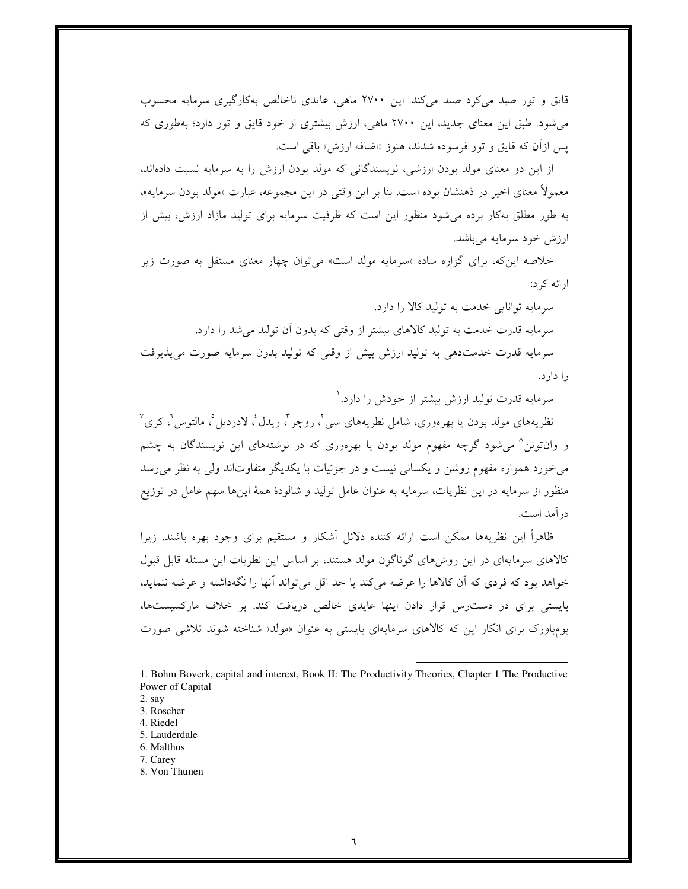قایق و تور صید می‌کرد صید می‌کند. این ۲۷۰۰ ماهی، عایدی ناخالص به‌کارگیری سرمایه محسوب می‌شود. طبق این معنای جدید، این ۲۷۰۰ ماهی، ارزش بیشتری از خود قایق و تور دارد؛ به‌طوری که پس ازآن که قایق و تور فرسوده شدند، هنوز «اضافه ارزش» باقی است.

از این دو معنای مولد بودن ارزشی، نویسندگانی که مولد بودن ارزش را به سرمایه نسبت داده‌اند، معمولاً معنای اخیر در ذهنشان بوده است. بنا بر این وقتی در این مجموعه، عبارت «مولد بودن سرمایه»، به طور مطلق به‌کار برده می‌شود منظور این است که ظرفیت سرمایه برای تولید مازاد ارزش، بیش از ارزش خود سرمایه می‌باشد.

خلاصه این‌که، برای گزاره ساده «سرمایه مولد است» می‌توان چهار معنای مستقل به صورت زیر ارائه کرد:

سرمایه توانایی خدمت به تولید کالا را دارد.

سرمایه قدرت خدمت به تولید کالاهای بیشتر از وقتی که بدون آن تولید می‌شد را دارد.

سرمایه قدرت خدمت‌دهی به تولید ارزش بیش از وقتی که تولید بدون سرمایه صورت می‌پذیرفت را دارد.

سرمایه قدرت تولید ارزش بیشتر از خودش را دارد.[1]

نظریه‌های مولد بودن یا بهره‌وری، شامل نظریه‌های سی[2]، روچر[3]، ریدل[4]، لادردیل[5]، مالتوس[6]، کری[7] و وان‌تونن[8] می‌شود گرچه مفهوم مولد بودن یا بهره‌وری که در نوشته‌های این نویسندگان به چشم می‌خورد همواره مفهوم روشن و یکسانی نیست و در جزئیات با یکدیگر متفاوت‌اند ولی به نظر می‌رسد منظور از سرمایه در این نظریات، سرمایه به عنوان عامل تولید و شالودهٔ همهٔ این‌ها سهم عامل در توزیع درآمد است.

ظاهراً این نظریه‌ها ممکن است ارائه کننده دلائل آشکار و مستقیم برای وجود بهره باشند. زیرا کالاهای سرمایه‌ای در این روش‌های گوناگون مولد هستند، بر اساس این نظریات این مسئله قابل قبول خواهد بود که فردی که آن کالاها را عرضه می‌کند یا حد اقل می‌تواند آنها را نگه‌داشته و عرضه ننماید، بایستی برای در دسترس قرار دادن اینها عایدی خالص دریافت کند. بر خلاف مارکسیست‌ها، بوم‌باورک برای انکار این که کالاهای سرمایه‌ای بایستی به عنوان «مولد» شناخته شوند تلاشی صورت

---

1. Bohm Boverk, capital and interest, Book II: The Productivity Theories, Chapter 1 The Productive Power of Capital
2. say
3. Roscher
4. Riedel
5. Lauderdale
6. Malthus
7. Carey
8. Von Thunen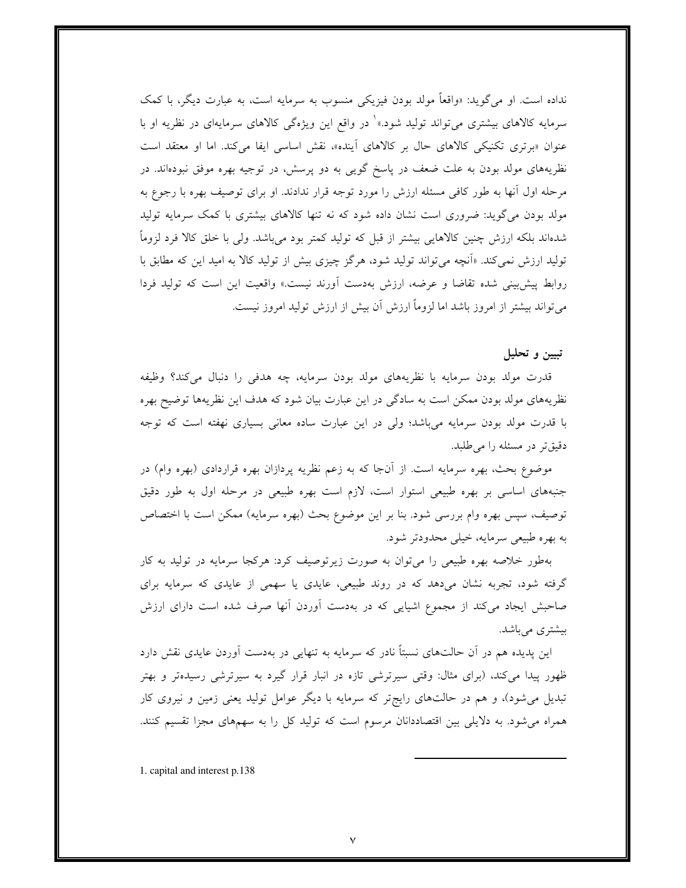نداده است. او می‌گوید: «واقعاً مولد بودن فیزیکی منسوب به سرمایه است، به عبارت دیگر، با کمک سرمایه کالاهای بیشتری می‌تواند تولید شود.»[1] در واقع این ویژگی کالاهای سرمایه‌ای در نظریه او با عنوان «برتری تکنیکی کالاهای حال بر کالاهای آینده»، نقش اساسی ایفا می‌کند. اما او معتقد است نظریه‌های مولد بودن به علت ضعف در پاسخ گویی به دو پرسش، در توجیه بهره موفق نبوده‌اند. در مرحله اول آنها به طور کافی مسئله ارزش را مورد توجه قرار ندادند. او برای توصیف بهره با رجوع به مولد بودن می‌گوید: ضروری است نشان داده شود که نه تنها کالاهای بیشتری با کمک سرمایه تولید شده‌اند بلکه ارزش چنین کالاهایی بیشتر از قبل که تولید کمتر بود می‌باشد. ولی با خلق کالا فرد لزوماً تولید ارزش نمی‌کند. «آنچه می‌تواند تولید شود، هرگز چیزی بیش از تولید کالا به امید این که مطابق با روابط پیش‌بینی شده تقاضا و عرضه، ارزش به‌دست آورند نیست.» واقعیت این است که تولید فردا می‌تواند بیشتر از امروز باشد اما لزوماً ارزش آن بیش از ارزش تولید امروز نیست.

### تبیین و تحلیل

قدرت مولد بودن سرمایه با نظریه‌های مولد بودن سرمایه، چه هدفی را دنبال می‌کند؟ وظیفه نظریه‌های مولد بودن ممکن است به سادگی در این عبارت بیان شود که هدف این نظریه‌ها توضیح بهره با قدرت مولد بودن سرمایه می‌باشد؛ ولی در این عبارت ساده معانی بسیاری نهفته است که توجه دقیق‌تر در مسئله را می‌طلبد.

موضوع بحث، بهره سرمایه است. از آن‌جا که به زعم نظریه پردازان بهره قراردادی (بهره وام) در جنبه‌های اساسی بر بهره طبیعی استوار است، لازم است بهره طبیعی در مرحله اول به طور دقیق توصیف، سپس بهره وام بررسی شود. بنا بر این موضوع بحث (بهره سرمایه) ممکن است با اختصاص به بهره طبیعی سرمایه، خیلی محدودتر شود.

به‌طور خلاصه بهره طبیعی را می‌توان به صورت زیرتوصیف کرد: هرکجا سرمایه در تولید به کار گرفته شود، تجربه نشان می‌دهد که در روند طبیعی، عایدی یا سهمی از عایدی که سرمایه برای صاحبش ایجاد می‌کند از مجموع اشیایی که در به‌دست آوردن آنها صرف شده است دارای ارزش بیشتری می‌باشد.

این پدیده هم در آن حالت‌های نسبتاً نادر که سرمایه به تنهایی در به‌دست آوردن عایدی نقش دارد ظهور پیدا می‌کند، (برای مثال: وقتی سیرترشی تازه در انبار قرار گیرد به سیرترشی رسیده‌تر و بهتر تبدیل می‌شود)، و هم در حالت‌های رایج‌تر که سرمایه با دیگر عوامل تولید یعنی زمین و نیروی کار همراه می‌شود. به دلایلی بین اقتصاددانان مرسوم است که تولید کل را به سهم‌های مجزا تقسیم کنند.

---

1. capital and interest p.138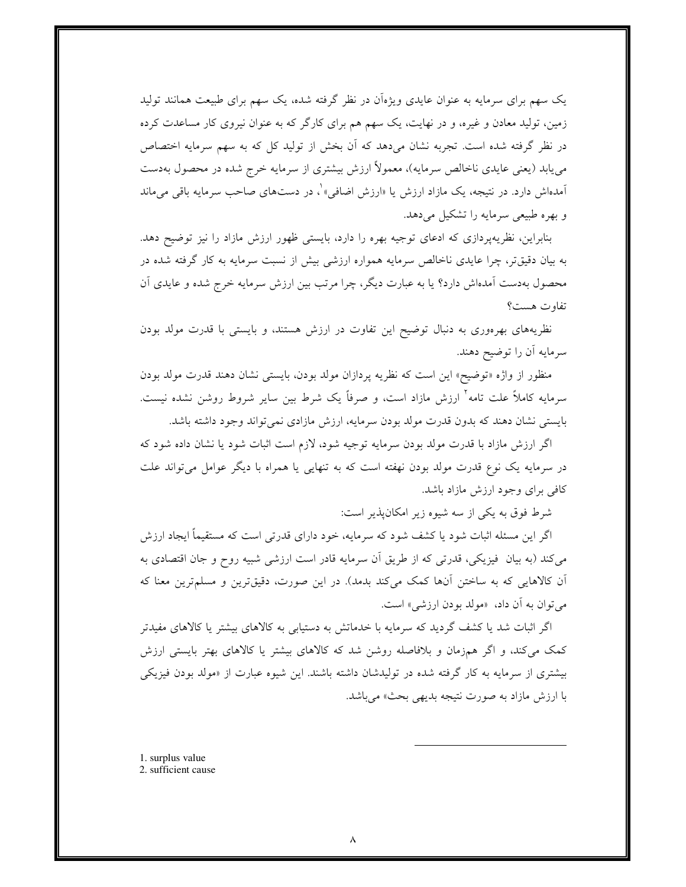یک سهم برای سرمایه به عنوان عایدی ویژه‌آن در نظر گرفته شده، یک سهم برای طبیعت همانند تولید زمین، تولید معادن و غیره، و در نهایت، یک سهم هم برای کارگر که به عنوان نیروی کار مساعدت کرده در نظر گرفته شده است. تجربه نشان می‌دهد که آن بخش از تولید کل که به سهم سرمایه اختصاص می‌یابد (یعنی عایدی ناخالص سرمایه)، معمولاً ارزش بیشتری از سرمایه خرج شده در محصول به‌دست آمده‌اش دارد. در نتیجه، یک مازاد ارزش یا «ارزش اضافی»[1]، در دست‌های صاحب سرمایه باقی می‌ماند و بهره طبیعی سرمایه را تشکیل می‌دهد.

بنابراین، نظریه‌پردازی که ادعای توجیه بهره را دارد، بایستی ظهور ارزش مازاد را نیز توضیح دهد. به بیان دقیق‌تر، چرا عایدی ناخالص سرمایه همواره ارزشی بیش از نسبت سرمایه به کار گرفته شده در محصول به‌دست آمده‌اش دارد؟ یا به عبارت دیگر، چرا مرتب بین ارزش سرمایه خرج شده و عایدی آن تفاوت هست؟

نظریه‌های بهره‌وری به دنبال توضیح این تفاوت در ارزش هستند، و بایستی با قدرت مولد بودن سرمایه آن را توضیح دهند.

منظور از واژه «توضیح» این است که نظریه پردازان مولد بودن، بایستی نشان دهند قدرت مولد بودن سرمایه کاملاً علت تامه[2] ارزش مازاد است، و صرفاً یک شرط بین سایر شروط روشن نشده نیست. بایستی نشان دهند که بدون قدرت مولد بودن سرمایه، ارزش مازادی نمی‌تواند وجود داشته باشد.

اگر ارزش مازاد با قدرت مولد بودن سرمایه توجیه شود، لازم است اثبات شود یا نشان داده شود که در سرمایه یک نوع قدرت مولد بودن نهفته است که به تنهایی یا همراه با دیگر عوامل می‌تواند علت کافی برای وجود ارزش مازاد باشد.

شرط فوق به یکی از سه شیوه زیر امکان‌پذیر است:

اگر این مسئله اثبات شود یا کشف شود که سرمایه، خود دارای قدرتی است که مستقیماً ایجاد ارزش می‌کند (به بیان فیزیکی، قدرتی که از طریق آن سرمایه قادر است ارزشی شبیه روح و جان اقتصادی به آن کالاهایی که به ساختن آن‌ها کمک می‌کند بدمد). در این صورت، دقیق‌ترین و مسلم‌ترین معنا که می‌توان به آن داد، «مولد بودن ارزشی» است.

اگر اثبات شد یا کشف گردید که سرمایه با خدماتش به دستیابی به کالاهای بیشتر یا کالاهای مفیدتر کمک می‌کند، و اگر هم‌زمان و بلافاصله روشن شد که کالاهای بیشتر یا کالاهای بهتر بایستی ارزش بیشتری از سرمایه به کار گرفته شده در تولیدشان داشته باشند. این شیوه عبارت از «مولد بودن فیزیکی با ارزش مازاد به صورت نتیجه بدیهی بحث» می‌باشد.

1. surplus value
2. sufficient cause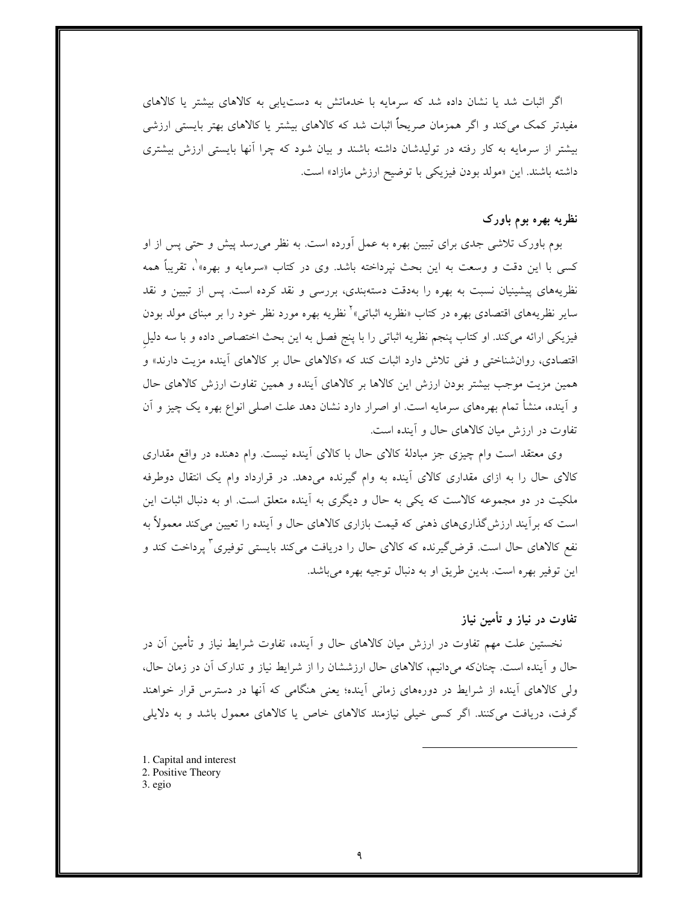اگر اثبات شد یا نشان داده شد که سرمایه با خدماتش به دست‌یابی به کالاهای بیشتر یا کالاهای مفیدتر کمک می‌کند و اگر همزمان صریحاً اثبات شد که کالاهای بیشتر یا کالاهای بهتر بایستی ارزشی بیشتر از سرمایه به کار رفته در تولیدشان داشته باشند و بیان شود که چرا آنها بایستی ارزش بیشتری داشته باشند. این «مولد بودن فیزیکی با توضیح ارزش مازاد» است.

### نظریه بهره بوم باورک

بوم باورک تلاشی جدی برای تبیین بهره به عمل آورده است. به نظر می‌رسد پیش و حتی پس از او کسی با این دقت و وسعت به این بحث نپرداخته باشد. وی در کتاب «سرمایه و بهره»[1]، تقریباً همه نظریه‌های پیشینیان نسبت به بهره را به‌دقت دسته‌بندی، بررسی و نقد کرده است. پس از تبیین و نقد سایر نظریه‌های اقتصادی بهره در کتاب «نظریه اثباتی»[2] نظریه بهره مورد نظر خود را بر مبنای مولد بودن فیزیکی ارائه می‌کند. او کتاب پنجم نظریه اثباتی را با پنج فصل به این بحث اختصاص داده و با سه دلیلِ اقتصادی، روان‌شناختی و فنی تلاش دارد اثبات کند که «کالاهای حال بر کالاهای آینده مزیت دارند» و همین مزیت موجب بیشتر بودن ارزش این کالاها بر کالاهای آینده و همین تفاوت ارزش کالاهای حال و آینده، منشأ تمام بهره‌های سرمایه است. او اصرار دارد نشان دهد علت اصلی انواع بهره یک چیز و آن تفاوت در ارزش میان کالاهای حال و آینده است.

وی معتقد است وام چیزی جز مبادلهٔ کالای حال با کالای آینده نیست. وام دهنده در واقع مقداری کالای حال را به ازای مقداری کالای آینده به وام گیرنده به وام می‌دهد. در قرارداد وام یک انتقال دوطرفه ملکیت در دو مجموعه کالاست که یکی به حال و دیگری به آینده متعلق است. او به دنبال اثبات این است که برآیند ارزش‌گذاری‌های ذهنی که قیمت بازاری کالاهای حال و آینده را تعیین می‌کند معمولاً به نفع کالاهای حال است. قرض‌گیرنده که کالای حال را دریافت می‌کند بایستی توفیری[3] پرداخت کند و این توفیر بهره است. بدین طریق او به دنبال توجیه بهره می‌باشد.

### تفاوت در نیاز و تأمین نیاز

نخستین علت مهم تفاوت در ارزش میان کالاهای حال و آینده، تفاوت شرایط نیاز و تأمین آن در حال و آینده است. چنانکه می‌دانیم، کالاهای حال ارزششان را از شرایط نیاز و تدارک آن در زمان حال، ولی کالاهای آینده از شرایط در دوره‌های زمانی آینده؛ یعنی هنگامی که آنها در دسترس قرار خواهند گرفت، دریافت می‌کنند. اگر کسی خیلی نیازمند کالاهای خاص یا کالاهای معمول باشد و به دلایلی

---

1. Capital and interest
2. Positive Theory
3. egio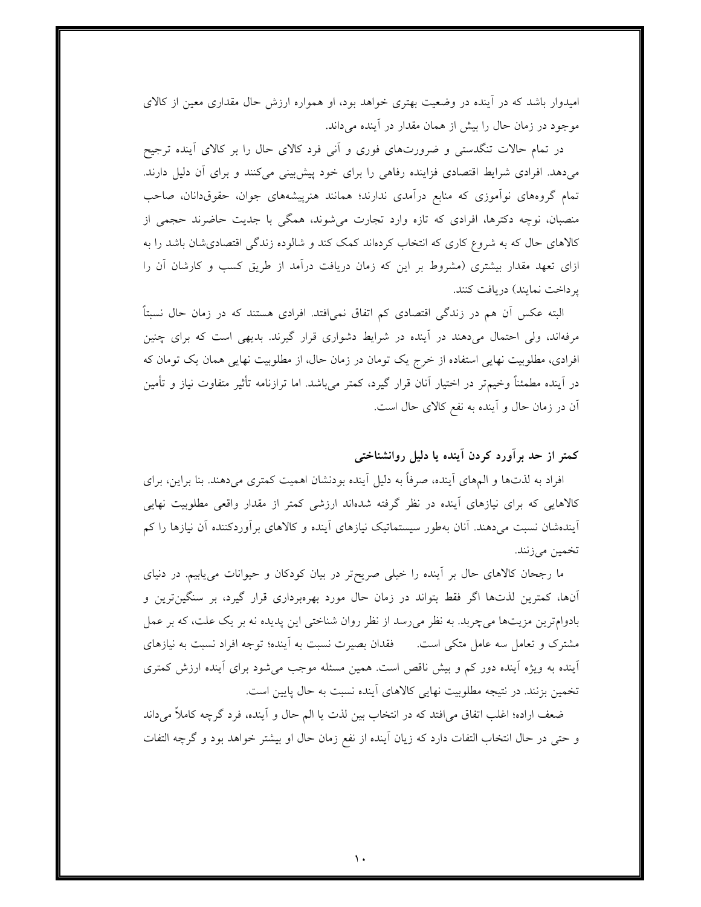امیدوار باشد که در آینده در وضعیت بهتری خواهد بود، او همواره ارزش حال مقداری معین از کالای موجود در زمان حال را بیش از همان مقدار در آینده می‌داند.

در تمام حالات تنگدستی و ضرورت‌های فوری و آنی فرد کالای حال را بر کالای آینده ترجیح می‌دهد. افرادی شرایط اقتصادی فزاینده رفاهی را برای خود پیش‌بینی می‌کنند و برای آن دلیل دارند. تمام گروه‌های نوآموزی که منابع درآمدی ندارند؛ همانند هنرپیشه‌های جوان، حقوقدانان، صاحب منصبان، نوچه دکترها، افرادی که تازه وارد تجارت می‌شوند، همگی با جدیت حاضرند حجمی از کالاهای حال که به شروع کاری که انتخاب کرده‌اند کمک کند و شالوده زندگی اقتصادی‌شان باشد را به ازای تعهد مقدار بیشتری (مشروط بر این که زمان دریافت درآمد از طریق کسب و کارشان آن را پرداخت نمایند) دریافت کنند.

البته عکس آن هم در زندگی اقتصادی کم اتفاق نمی‌افتد. افرادی هستند که در زمان حال نسبتاً مرفه‌اند، ولی احتمال می‌دهند در آینده در شرایط دشواری قرار گیرند. بدیهی است که برای چنین افرادی، مطلوبیت نهایی استفاده از خرج یک تومان در زمان حال، از مطلوبیت نهایی همان یک تومان که در آینده مطمئناً وخیم‌تر در اختیار آنان قرار گیرد، کمتر می‌باشد. اما ترازنامه تأثیر متفاوت نیاز و تأمین آن در زمان حال و آینده به نفع کالای حال است.

### کمتر از حد برآورد کردن آینده یا دلیل روانشناختی

افراد به لذت‌ها و الم‌های آینده، صرفاً به دلیل آینده بودنشان اهمیت کمتری می‌دهند. بنا براین، برای کالاهایی که برای نیازهای آینده در نظر گرفته شده‌اند ارزشی کمتر از مقدار واقعی مطلوبیت نهایی آینده‌شان نسبت می‌دهند. آنان به‌طور سیستماتیک نیازهای آینده و کالاهای برآوردکننده آن نیازها را کم تخمین می‌زنند.

ما رجحان کالاهای حال بر آینده را خیلی صریح‌تر در بیان کودکان و حیوانات می‌یابیم. در دنیای آن‌ها، کمترین لذت‌ها اگر فقط بتواند در زمان حال مورد بهره‌برداری قرار گیرد، بر سنگین‌ترین و بادوام‌ترین مزیت‌ها می‌چربد. به نظر می‌رسد از نظر روان شناختی این پدیده نه بر یک علت، که بر عمل مشترک و تعامل سه عامل متکی است. فقدان بصیرت نسبت به آینده؛ توجه افراد نسبت به نیازهای آینده به ویژه آینده دور کم و بیش ناقص است. همین مسئله موجب می‌شود برای آینده ارزش کمتری تخمین بزنند. در نتیجه مطلوبیت نهایی کالاهای آینده نسبت به حال پایین است.

ضعف اراده؛ اغلب اتفاق می‌افتد که در انتخاب بین لذت یا الم حال و آینده، فرد گرچه کاملاً می‌داند و حتی در حال انتخاب التفات دارد که زیان آینده از نفع زمان حال او بیشتر خواهد بود و گرچه التفات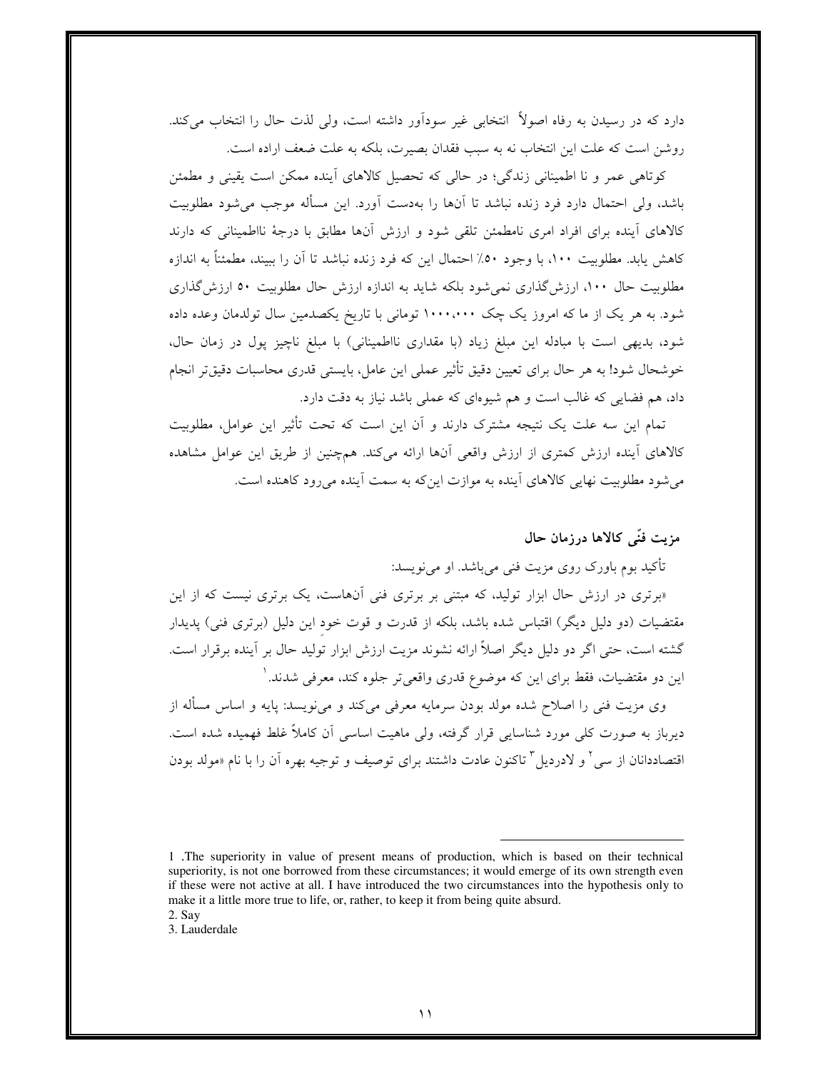دارد که در رسیدن به رفاه اصولاً انتخابی غیر سودآور داشته است، ولی لذت حال را انتخاب می‌کند. روشن است که علت این انتخاب نه به سبب فقدان بصیرت، بلکه به علت ضعف اراده است.

کوتاهی عمر و نا اطمینانی زندگی؛ در حالی که تحصیل کالاهای آینده ممکن است یقینی و مطمئن باشد، ولی احتمال دارد فرد زنده نباشد تا آن‌ها را به‌دست آورد. این مسأله موجب می‌شود مطلوبیت کالاهای آینده برای افراد امری نامطمئن تلقی شود و ارزش آن‌ها مطابق با درجهٔ نااطمینانی که دارند کاهش یابد. مطلوبیت ۱۰۰، با وجود ۵۰٪ احتمال این که فرد زنده نباشد تا آن را ببیند، مطمئناً به اندازه مطلوبیت حال ۱۰۰، ارزش‌گذاری نمی‌شود بلکه شاید به اندازه ارزش حال مطلوبیت ۵۰ ارزش‌گذاری شود. به هر یک از ما که امروز یک چک ۱۰۰۰،۰۰۰ تومانی با تاریخ یکصدمین سال تولدمان وعده داده شود، بدیهی است با مبادله این مبلغ زیاد (با مقداری نااطمینانی) با مبلغ ناچیز پول در زمان حال، خوشحال شود! به هر حال برای تعیین دقیق تأثیر عملی این عامل، بایستی قدری محاسبات دقیق‌تر انجام داد، هم فضایی که غالب است و هم شیوه‌ای که عملی باشد نیاز به دقت دارد.

تمام این سه علت یک نتیجه مشترک دارند و آن این است که تحت تأثیر این عوامل، مطلوبیت کالاهای آینده ارزش کمتری از ارزش واقعی آن‌ها ارائه می‌کند. همچنین از طریق این عوامل مشاهده می‌شود مطلوبیت نهایی کالاهای آینده به موازت این‌که به سمت آینده می‌رود کاهنده است.

## مزیت فنّی کالاها درزمان حال

تأکید بوم باورک روی مزیت فنی می‌باشد. او می‌نویسد:

«برتری در ارزش حال ابزار تولید، که مبتنی بر برتری فنی آن‌هاست، یک برتری نیست که از این مقتضیات (دو دلیل دیگر) اقتباس شده باشد، بلکه از قدرت و قوت خودِ این دلیل (برتری فنی) پدیدار گشته است، حتی اگر دو دلیل دیگر اصلاً ارائه نشوند مزیت ارزش ابزار تولید حال بر آینده برقرار است. این دو مقتضیات، فقط برای این که موضوع قدری واقعی‌تر جلوه کند، معرفی شدند.[1]

وی مزیت فنی را اصلاح شده مولد بودن سرمایه معرفی می‌کند و می‌نویسد: پایه و اساس مسأله از دیرباز به صورت کلی مورد شناسایی قرار گرفته، ولی ماهیت اساسی آن کاملاً غلط فهمیده شده است. اقتصاددانان از سی[2] و لادردیل[3] تاکنون عادت داشتند برای توصیف و توجیه بهره آن را با نام «مولد بودن

---

1 .The superiority in value of present means of production, which is based on their technical superiority, is not one borrowed from these circumstances; it would emerge of its own strength even if these were not active at all. I have introduced the two circumstances into the hypothesis only to make it a little more true to life, or, rather, to keep it from being quite absurd.

2. Say

3. Lauderdale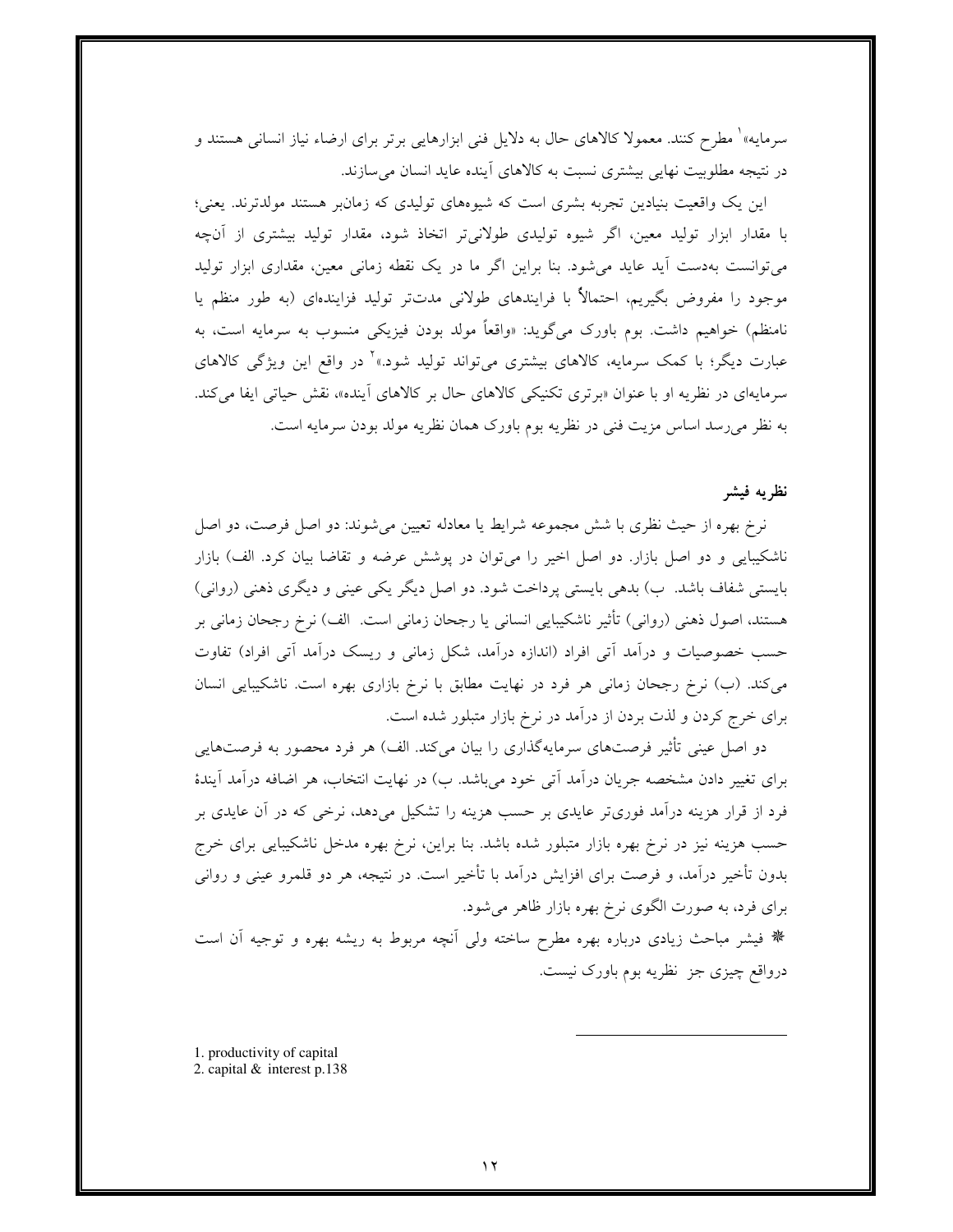سرمایه»[1] مطرح کنند. معمولا کالاهای حال به دلایل فنی ابزارهایی برتر برای ارضاء نیاز انسانی هستند و در نتیجه مطلوبیت نهایی بیشتری نسبت به کالاهای آینده عاید انسان می‌سازند.

این یک واقعیت بنیادین تجربه بشری است که شیوه‌های تولیدی که زمان‌بر هستند مولدترند. یعنی؛ با مقدار ابزار تولید معین، اگر شیوه تولیدی طولانی‌تر اتخاذ شود، مقدار تولید بیشتری از آنچه می‌توانست به‌دست آید عاید می‌شود. بنا براین اگر ما در یک نقطه زمانی معین، مقداری ابزار تولید موجود را مفروض بگیریم، احتمالاً با فرایندهای طولانی مدت‌تر تولید فزاینده‌ای (به طور منظم یا نامنظم) خواهیم داشت. بوم باورک می‌گوید: «واقعاً مولد بودن فیزیکی منسوب به سرمایه است، به عبارت دیگر؛ با کمک سرمایه، کالاهای بیشتری می‌تواند تولید شود.»[2] در واقع این ویژگی کالاهای سرمایه‌ای در نظریه او با عنوان «برتری تکنیکی کالاهای حال بر کالاهای آینده»، نقش حیاتی ایفا می‌کند. به نظر می‌رسد اساس مزیت فنی در نظریه بوم باورک همان نظریه مولد بودن سرمایه است.

### نظریه فیشر

نرخ بهره از حیث نظری با شش مجموعه شرایط یا معادله تعیین می‌شوند: دو اصل فرصت، دو اصل ناشکیبایی و دو اصل بازار. دو اصل اخیر را می‌توان در پوشش عرضه و تقاضا بیان کرد. الف) بازار بایستی شفاف باشد. ب) بدهی بایستی پرداخت شود. دو اصل دیگر یکی عینی و دیگری ذهنی (روانی) هستند، اصول ذهنی (روانی) تأثیر ناشکیبایی انسانی یا رجحان زمانی است. الف) نرخ رجحان زمانی بر حسب خصوصیات و درآمد آتی افراد (اندازه درآمد، شکل زمانی و ریسک درآمد آتی افراد) تفاوت می‌کند. (ب) نرخ رجحان زمانی هر فرد در نهایت مطابق با نرخ بازاری بهره است. ناشکیبایی انسان برای خرج کردن و لذت بردن از درآمد در نرخ بازار متبلور شده است.

دو اصل عینی تأثیر فرصت‌های سرمایه‌گذاری را بیان می‌کند. الف) هر فرد محصور به فرصت‌هایی برای تغییر دادن مشخصه جریان درآمد آتی خود می‌باشد. ب) در نهایت انتخاب، هر اضافه درآمد آیندهٔ فرد از قرار هزینه درآمد فوری‌تر عایدی بر حسب هزینه را تشکیل می‌دهد، نرخی که در آن عایدی بر حسب هزینه نیز در نرخ بهره بازار متبلور شده باشد. بنا براین، نرخ بهره مدخل ناشکیبایی برای خرج بدون تأخیر درآمد، و فرصت برای افزایش درآمد با تأخیر است. در نتیجه، هر دو قلمرو عینی و روانی برای فرد، به صورت الگوی نرخ بهره بازار ظاهر می‌شود.

* فیشر مباحث زیادی درباره بهره مطرح ساخته ولی آنچه مربوط به ریشه بهره و توجیه آن است درواقع چیزی جز نظریه بوم باورک نیست.

---

1. productivity of capital
2. capital & interest p.138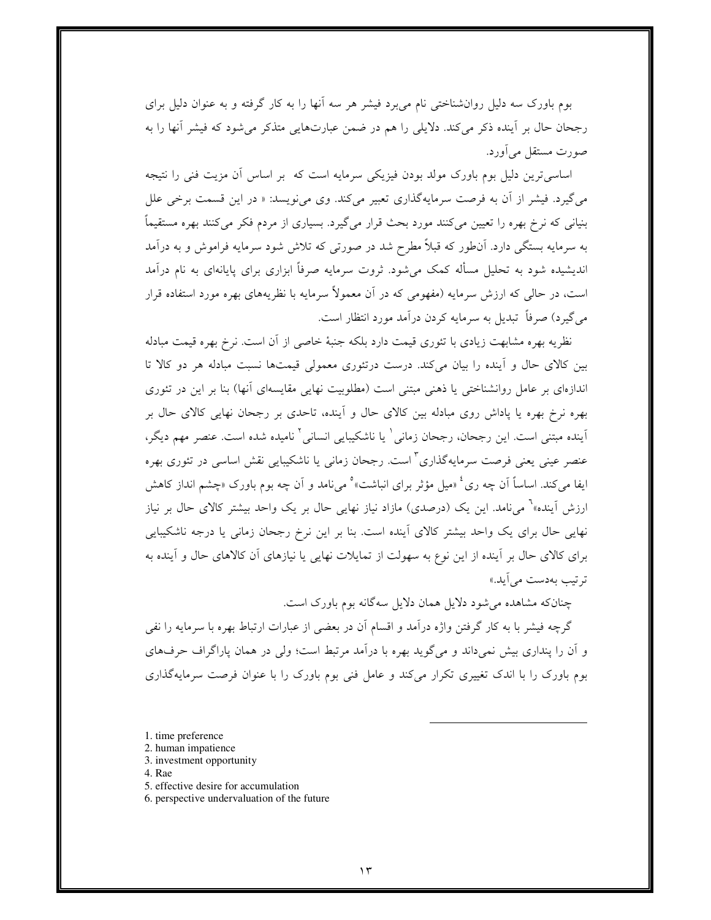بوم باورک سه دلیل روان‌شناختی نام می‌برد فیشر هر سه آنها را به کار گرفته و به عنوان دلیل برای رجحان حال بر آینده ذکر می‌کند. دلایلی را هم در ضمن عبارت‌هایی متذکر می‌شود که فیشر آنها را به صورت مستقل می‌آورد.

اساسی‌ترین دلیل بوم باورک مولد بودن فیزیکی سرمایه است که بر اساس آن مزیت فنی را نتیجه می‌گیرد. فیشر از آن به فرصت سرمایه‌گذاری تعبیر می‌کند. وی می‌نویسد: « در این قسمت برخی علل بنیانی که نرخ بهره را تعیین می‌کنند مورد بحث قرار می‌گیرد. بسیاری از مردم فکر می‌کنند بهره مستقیماً به سرمایه بستگی دارد. آن‌طور که قبلاً مطرح شد در صورتی که تلاش شود سرمایه فراموش و به درآمد اندیشیده شود به تحلیل مسأله کمک می‌شود. ثروت سرمایه صرفاً ابزاری برای پایانه‌ای به نام درآمد است، در حالی که ارزش سرمایه (مفهومی که در آن معمولاً سرمایه با نظریه‌های بهره مورد استفاده قرار می‌گیرد) صرفاً تبدیل به سرمایه کردن درآمد مورد انتظار است.

نظریه بهره مشابهت زیادی با تئوری قیمت دارد بلکه جنبهٔ خاصی از آن است. نرخ بهره قیمت مبادله بین کالای حال و آینده را بیان می‌کند. درست درتئوری معمولی قیمت‌ها نسبت مبادله هر دو کالا تا اندازه‌ای بر عامل روانشناختی یا ذهنی مبتنی است (مطلوبیت نهایی مقایسه‌ای آنها) بنا بر این در تئوری بهره نرخ بهره یا پاداش روی مبادله بین کالای حال و آینده، تاحدی بر رجحان نهایی کالای حال بر آینده مبتنی است. این رجحان، رجحان زمانی[1] یا ناشکیبایی انسانی[2] نامیده شده است. عنصر مهم دیگر، عنصر عینی یعنی فرصت سرمایه‌گذاری[3] است. رجحان زمانی یا ناشکیبایی نقش اساسی در تئوری بهره ایفا می‌کند. اساساً آن چه ری[4] «میل مؤثر برای انباشت»[5] می‌نامد و آن چه بوم باورک «چشم انداز کاهش ارزش آینده»[6] می‌نامد. این یک (درصدی) مازاد نیاز نهایی حال بر یک واحد بیشتر کالای حال بر نیاز نهایی حال برای یک واحد بیشتر کالای آینده است. بنا بر این نرخ رجحان زمانی یا درجه ناشکیبایی برای کالای حال بر آینده از این نوع به سهولت از تمایلات نهایی یا نیازهای آن کالاهای حال و آینده به ترتیب به‌دست می‌آید.»

چنان‌که مشاهده می‌شود دلایل همان دلایل سه‌گانه بوم باورک است.

گرچه فیشر با به کار گرفتن واژه درآمد و اقسام آن در بعضی از عبارات ارتباط بهره با سرمایه را نفی و آن را پنداری بیش نمی‌داند و می‌گوید بهره با درآمد مرتبط است؛ ولی در همان پاراگراف حرف‌های بوم باورک را با اندک تغییری تکرار می‌کند و عامل فنی بوم باورک را با عنوان فرصت سرمایه‌گذاری

---

1. time preference
2. human impatience
3. investment opportunity
4. Rae
5. effective desire for accumulation
6. perspective undervaluation of the future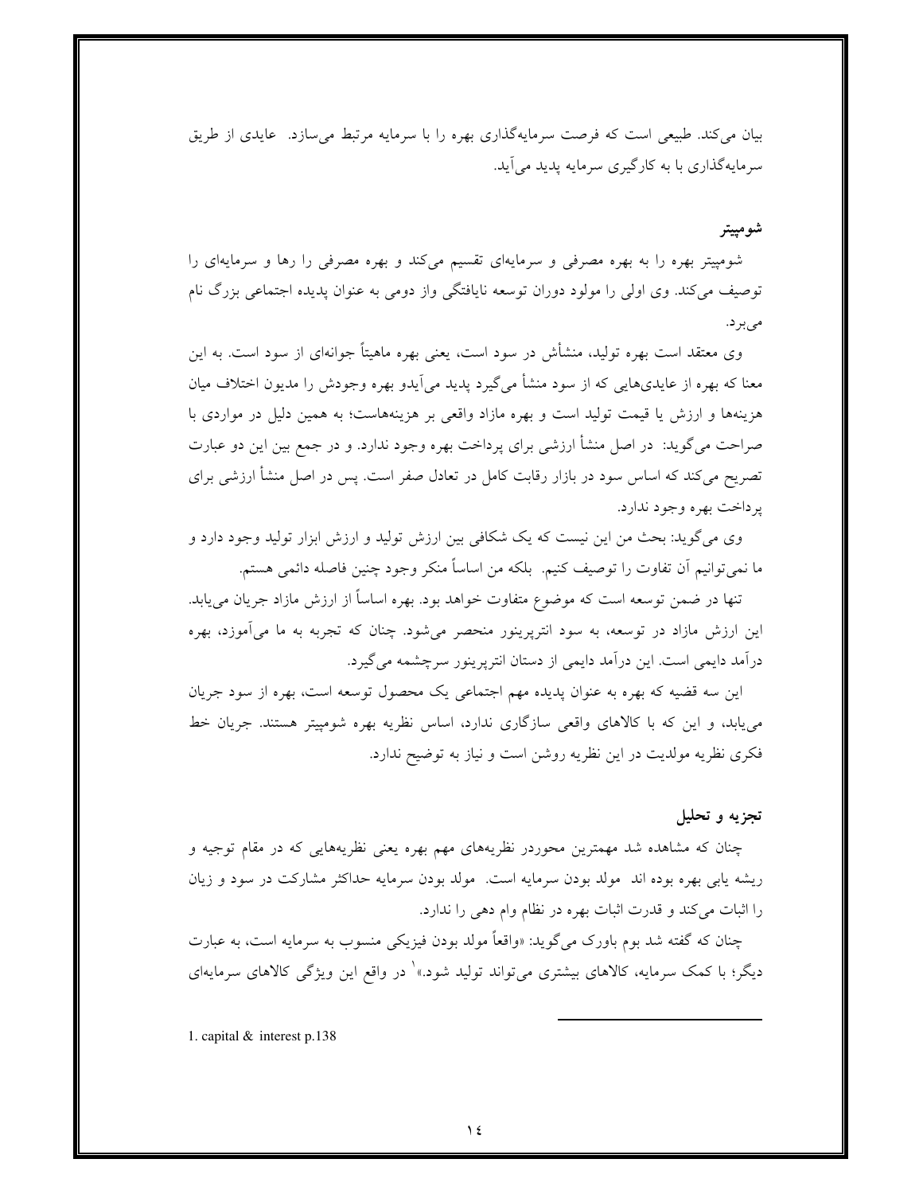بیان می‌کند. طبیعی است که فرصت سرمایه‌گذاری بهره را با سرمایه مرتبط می‌سازد. عایدی از طریق سرمایه‌گذاری با به کارگیری سرمایه پدید می‌آید.

### شومپیتر

شومپیتر بهره را به بهره مصرفی و سرمایه‌ای تقسیم می‌کند و بهره مصرفی را رها و سرمایه‌ای را توصیف می‌کند. وی اولی را مولود دوران توسعه نایافتگی واز دومی به عنوان پدیده اجتماعی بزرگ نام می‌برد.

وی معتقد است بهره تولید، منشأش در سود است، یعنی بهره ماهیتاً جوانه‌ای از سود است. به این معنا که بهره از عایدی‌هایی که از سود منشأ می‌گیرد پدید می‌آیدو بهره وجودش را مدیون اختلاف میان هزینه‌ها و ارزش یا قیمت تولید است و بهره مازاد واقعی بر هزینه‌هاست؛ به همین دلیل در مواردی با صراحت می‌گوید: در اصل منشأ ارزشی برای پرداخت بهره وجود ندارد. و در جمع بین این دو عبارت تصریح می‌کند که اساس سود در بازار رقابت کامل در تعادل صفر است. پس در اصل منشأ ارزشی برای پرداخت بهره وجود ندارد.

وی می‌گوید: بحث من این نیست که یک شکافی بین ارزش تولید و ارزش ابزار تولید وجود دارد و ما نمی‌توانیم آن تفاوت را توصیف کنیم. بلکه من اساساً منکر وجود چنین فاصله دائمی هستم.

تنها در ضمن توسعه است که موضوع متفاوت خواهد بود. بهره اساساً از ارزش مازاد جریان می‌یابد. این ارزش مازاد در توسعه، به سود انترپرینور منحصر می‌شود. چنان که تجربه به ما می‌آموزد، بهره درآمد دایمی است. این درآمد دایمی از دستان انترپرینور سرچشمه می‌گیرد.

این سه قضیه که بهره به عنوان پدیده مهم اجتماعی یک محصول توسعه است، بهره از سود جریان می‌یابد، و این که با کالاهای واقعی سازگاری ندارد، اساس نظریه بهره شومپیتر هستند. جریان خط فکری نظریه مولدیت در این نظریه روشن است و نیاز به توضیح ندارد.

### تجزیه و تحلیل

چنان که مشاهده شد مهمترین محوردر نظریه‌های مهم بهره یعنی نظریه‌هایی که در مقام توجیه و ریشه یابی بهره بوده اند مولد بودن سرمایه است. مولد بودن سرمایه حداکثر مشارکت در سود و زیان را اثبات می‌کند و قدرت اثبات بهره در نظام وام دهی را ندارد.

چنان که گفته شد بوم باورک می‌گوید: «واقعاً مولد بودن فیزیکی منسوب به سرمایه است، به عبارت دیگر؛ با کمک سرمایه، کالاهای بیشتری می‌تواند تولید شود.»[1] در واقع این ویژگی کالاهای سرمایه‌ای

---

1. capital & interest p.138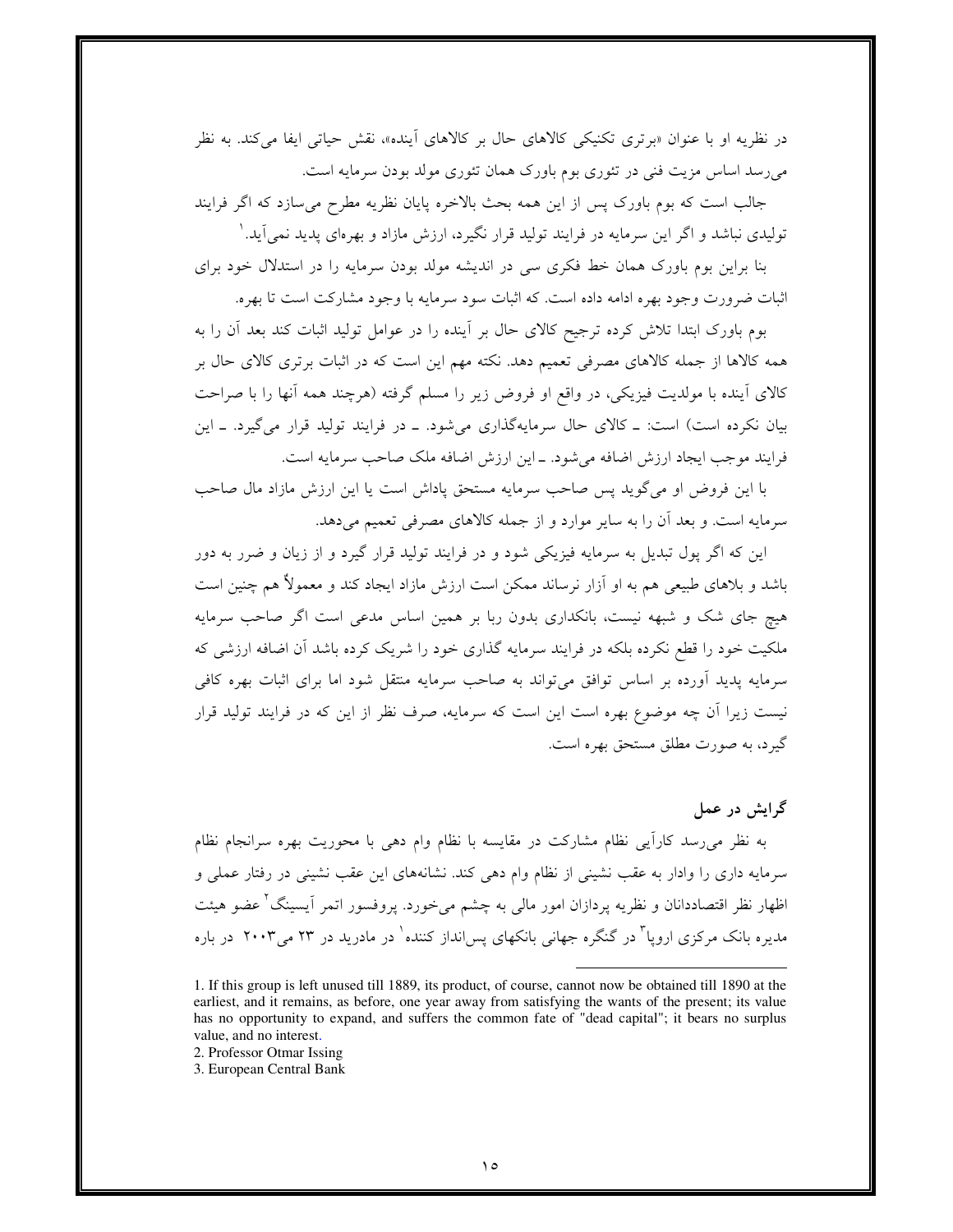در نظریه او با عنوان «برتری تکنیکی کالاهای حال بر کالاهای آینده»، نقش حیاتی ایفا می‌کند. به نظر می‌رسد اساس مزیت فنی در تئوری بوم باورک همان تئوری مولد بودن سرمایه است.

جالب است که بوم باورک پس از این همه بحث بالاخره پایان نظریه مطرح می‌سازد که اگر فرایند تولیدی نباشد و اگر این سرمایه در فرایند تولید قرار نگیرد، ارزش مازاد و بهره‌ای پدید نمی‌آید.[1]

بنا براین بوم باورک همان خط فکری سی در اندیشه مولد بودن سرمایه را در استدلال خود برای اثبات ضرورت وجود بهره ادامه داده است. که اثبات سود سرمایه با وجود مشارکت است تا بهره.

بوم باورک ابتدا تلاش کرده ترجیح کالای حال بر آینده را در عوامل تولید اثبات کند بعد آن را به همه کالاها از جمله کالاهای مصرفی تعمیم دهد. نکته مهم این است که در اثبات برتری کالای حال بر کالای آینده با مولدیت فیزیکی، در واقع او فروض زیر را مسلم گرفته (هرچند همه آنها را با صراحت بیان نکرده است) است: ـ کالای حال سرمایه‌گذاری می‌شود. ـ در فرایند تولید قرار می‌گیرد. ـ این فرایند موجب ایجاد ارزش اضافه می‌شود. ـ این ارزش اضافه ملک صاحب سرمایه است.

با این فروض او می‌گوید پس صاحب سرمایه مستحق پاداش است یا این ارزش مازاد مال صاحب سرمایه است. و بعد آن را به سایر موارد و از جمله کالاهای مصرفی تعمیم می‌دهد.

این که اگر پول تبدیل به سرمایه فیزیکی شود و در فرایند تولید قرار گیرد و از زیان و ضرر به دور باشد و بلاهای طبیعی هم به او آزار نرساند ممکن است ارزش مازاد ایجاد کند و معمولاً هم چنین است هیچ جای شک و شبهه نیست، بانکداری بدون ربا بر همین اساس مدعی است اگر صاحب سرمایه ملکیت خود را قطع نکرده بلکه در فرایند سرمایه گذاری خود را شریک کرده باشد آن اضافه ارزشی که سرمایه پدید آورده بر اساس توافق می‌تواند به صاحب سرمایه منتقل شود اما برای اثبات بهره کافی نیست زیرا آن چه موضوع بهره است این است که سرمایه، صرف نظر از این که در فرایند تولید قرار گیرد، به صورت مطلق مستحق بهره است.

## گرایش در عمل

به نظر می‌رسد کارآیی نظام مشارکت در مقایسه با نظام وام دهی با محوریت بهره سرانجام نظام سرمایه داری را وادار به عقب نشینی از نظام وام دهی کند. نشانه‌های این عقب نشینی در رفتار عملی و اظهار نظر اقتصاددانان و نظریه پردازان امور مالی به چشم می‌خورد. پروفسور اتمر آیسینگ[2] عضو هیئت مدیره بانک مرکزی اروپا[3] در کنگره جهانی بانکهای پس‌انداز کننده[1] در مادرید در ۲۳ می۲۰۰۳ در باره

---

1. If this group is left unused till 1889, its product, of course, cannot now be obtained till 1890 at the earliest, and it remains, as before, one year away from satisfying the wants of the present; its value has no opportunity to expand, and suffers the common fate of "dead capital"; it bears no surplus value, and no interest.
2. Professor Otmar Issing
3. European Central Bank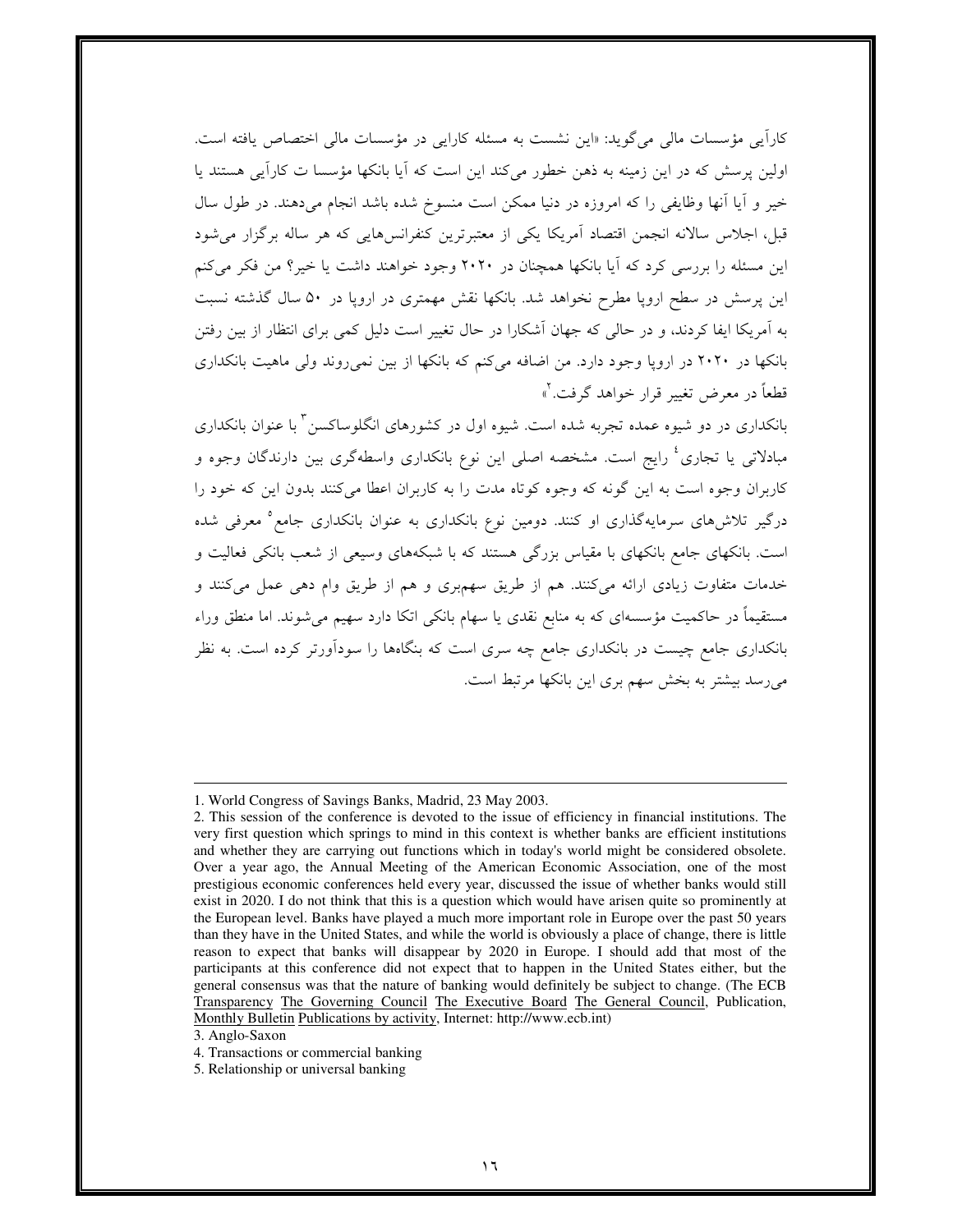کارآیی مؤسسات مالی می‌گوید: «این نشست به مسئله کارایی در مؤسسات مالی اختصاص یافته است. اولین پرسش که در این زمینه به ذهن خطور می‌کند این است که آیا بانکها مؤسسا ت کارآیی هستند یا خیر و آیا آنها وظایفی را که امروزه در دنیا ممکن است منسوخ شده باشد انجام می‌دهند. در طول سال قبل، اجلاس سالانه انجمن اقتصاد آمریکا یکی از معتبرترین کنفرانس‌هایی که هر ساله برگزار می‌شود این مسئله را بررسی کرد که آیا بانکها همچنان در ۲۰۲۰ وجود خواهند داشت یا خیر؟ من فکر می‌کنم این پرسش در سطح اروپا مطرح نخواهد شد. بانکها نقش مهمتری در اروپا در ۵۰ سال گذشته نسبت به آمریکا ایفا کردند، و در حالی که جهان آشکارا در حال تغییر است دلیل کمی برای انتظار از بین رفتن بانکها در ۲۰۲۰ در اروپا وجود دارد. من اضافه می‌کنم که بانکها از بین نمی‌روند ولی ماهیت بانکداری قطعاً در معرض تغییر قرار خواهد گرفت.[2]»

بانکداری در دو شیوه عمده تجربه شده است. شیوه اول در کشورهای انگلوساکسن[3] با عنوان بانکداری مبادلاتی یا تجاری[4] رایج است. مشخصه اصلی این نوع بانکداری واسطه‌گری بین دارندگان وجوه و کاربران وجوه است به این گونه که وجوه کوتاه مدت را به کاربران اعطا می‌کنند بدون این که خود را درگیر تلاش‌های سرمایه‌گذاری او کنند. دومین نوع بانکداری به عنوان بانکداری جامع[5] معرفی شده است. بانکهای جامع بانکهای با مقیاس بزرگی هستند که با شبکه‌های وسیعی از شعب بانکی فعالیت و خدمات متفاوت زیادی ارائه می‌کنند. هم از طریق سهم‌بری و هم از طریق وام دهی عمل می‌کنند و مستقیماً در حاکمیت مؤسسه‌ای که به منابع نقدی یا سهام بانکی اتکا دارد سهیم می‌شوند. اما منطق وراء بانکداری جامع چیست در بانکداری جامع چه سری است که بنگاه‌ها را سودآورتر کرده است. به نظر می‌رسد بیشتر به بخش سهم بری این بانکها مرتبط است.

---

1. World Congress of Savings Banks, Madrid, 23 May 2003.
2. This session of the conference is devoted to the issue of efficiency in financial institutions. The very first question which springs to mind in this context is whether banks are efficient institutions and whether they are carrying out functions which in today's world might be considered obsolete. Over a year ago, the Annual Meeting of the American Economic Association, one of the most prestigious economic conferences held every year, discussed the issue of whether banks would still exist in 2020. I do not think that this is a question which would have arisen quite so prominently at the European level. Banks have played a much more important role in Europe over the past 50 years than they have in the United States, and while the world is obviously a place of change, there is little reason to expect that banks will disappear by 2020 in Europe. I should add that most of the participants at this conference did not expect that to happen in the United States either, but the general consensus was that the nature of banking would definitely be subject to change. (The ECB Transparency The Governing Council The Executive Board The General Council, Publication, Monthly Bulletin Publications by activity, Internet: http://www.ecb.int)
3. Anglo-Saxon
4. Transactions or commercial banking
5. Relationship or universal banking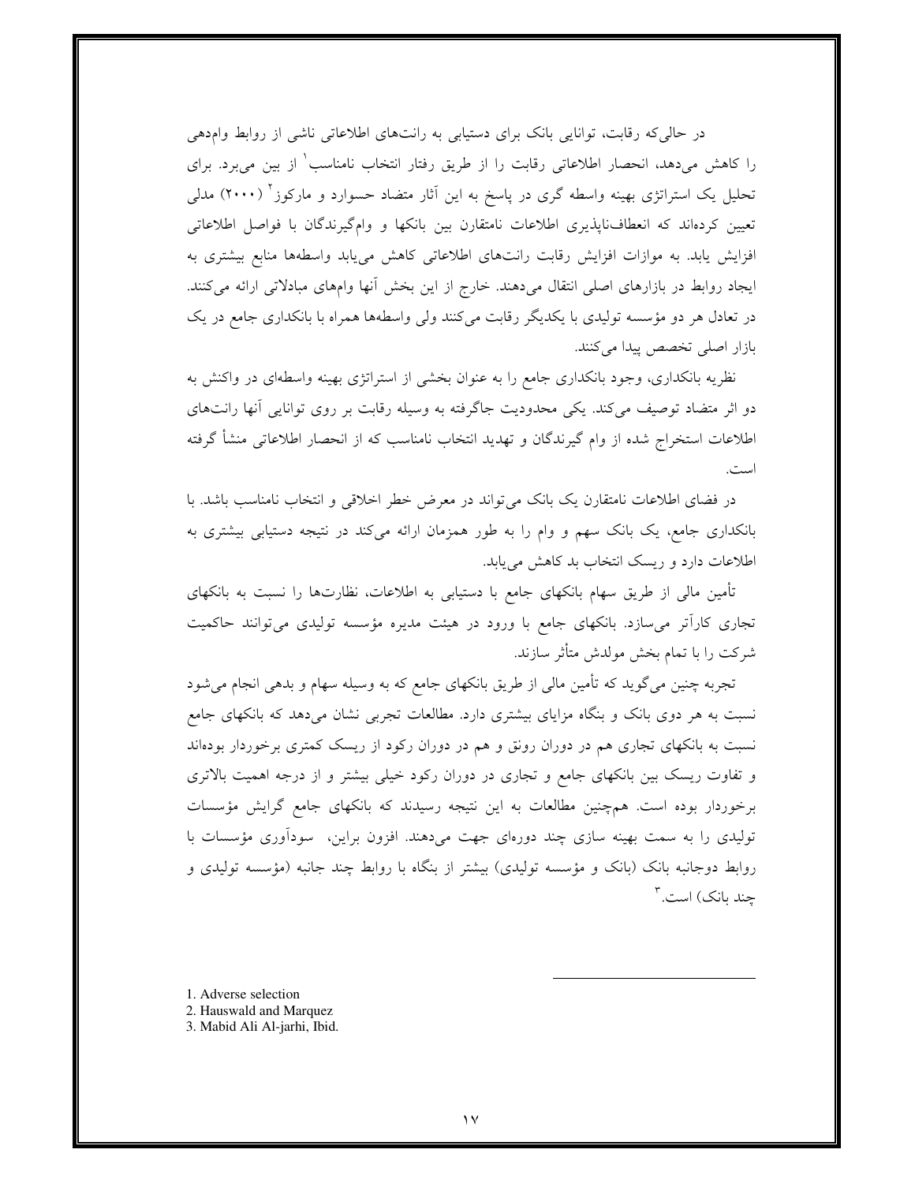در حالی‌که رقابت، توانایی بانک برای دستیابی به رانت‌های اطلاعاتی ناشی از روابط وام‌دهی را کاهش می‌دهد، انحصار اطلاعاتی رقابت را از طریق رفتار انتخاب نامناسب[1] از بین می‌برد. برای تحلیل یک استراتژی بهینه واسطه گری در پاسخ به این آثار متضاد حسوارد و مارکوز[2] (۲۰۰۰) مدلی تعیین کرده‌اند که انعطاف‌ناپذیری اطلاعات نامتقارن بین بانکها و وام‌گیرندگان با فواصل اطلاعاتی افزایش یابد. به موازات افزایش رقابت رانت‌های اطلاعاتی کاهش می‌یابد واسطه‌ها منابع بیشتری به ایجاد روابط در بازارهای اصلی انتقال می‌دهند. خارج از این بخش آنها وامهای مبادلاتی ارائه می‌کنند. در تعادل هر دو مؤسسه تولیدی با یکدیگر رقابت می‌کنند ولی واسطه‌ها همراه با بانکداری جامع در یک بازار اصلی تخصص پیدا می‌کنند.

نظریه بانکداری، وجود بانکداری جامع را به عنوان بخشی از استراتژی بهینه واسطه‌ای در واکنش به دو اثر متضاد توصیف می‌کند. یکی محدودیت جاگرفته به وسیله رقابت بر روی توانایی آنها رانت‌های اطلاعات استخراج شده از وام گیرندگان و تهدید انتخاب نامناسب که از انحصار اطلاعاتی منشأ گرفته است.

در فضای اطلاعات نامتقارن یک بانک می‌تواند در معرض خطر اخلاقی و انتخاب نامناسب باشد. با بانکداری جامع، یک بانک سهم و وام را به طور همزمان ارائه می‌کند در نتیجه دستیابی بیشتری به اطلاعات دارد و ریسک انتخاب بد کاهش می‌یابد.

تأمین مالی از طریق سهام بانکهای جامع با دستیابی به اطلاعات، نظارت‌ها را نسبت به بانکهای تجاری کارآتر می‌سازد. بانکهای جامع با ورود در هیئت مدیره مؤسسه تولیدی می‌توانند حاکمیت شرکت را با تمام بخش مولدش متأثر سازند.

تجربه چنین می‌گوید که تأمین مالی از طریق بانکهای جامع که به وسیله سهام و بدهی انجام می‌شود نسبت به هر دوی بانک و بنگاه مزایای بیشتری دارد. مطالعات تجربی نشان می‌دهد که بانکهای جامع نسبت به بانکهای تجاری هم در دوران رونق و هم در دوران رکود از ریسک کمتری برخوردار بوده‌اند و تفاوت ریسک بین بانکهای جامع و تجاری در دوران رکود خیلی بیشتر و از درجه اهمیت بالاتری برخوردار بوده است. همچنین مطالعات به این نتیجه رسیدند که بانکهای جامع گرایش مؤسسات تولیدی را به سمت بهینه سازی چند دوره‌ای جهت می‌دهند. افزون براین، سودآوری مؤسسات با روابط دوجانبه بانک (بانک و مؤسسه تولیدی) بیشتر از بنگاه با روابط چند جانبه (مؤسسه تولیدی و چند بانک) است.[3]

---

1. Adverse selection
2. Hauswald and Marquez
3. Mabid Ali Al-jarhi, Ibid.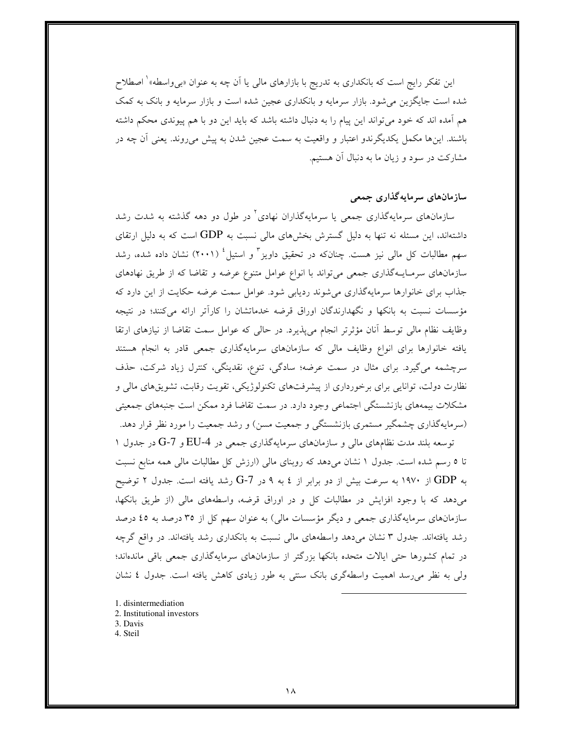این تفکر رایج است که بانکداری به تدریج با بازارهای مالی یا آن چه به عنوان «بی‌واسطه»[1] اصطلاح شده است جایگزین می‌شود. بازار سرمایه و بانکداری عجین شده است و بازار سرمایه و بانک به کمک هم آمده اند که خود می‌تواند این پیام را به دنبال داشته باشد که باید این دو با هم پیوندی محکم داشته باشند. این‌ها مکمل یکدیگرندو اعتبار و واقعیت به سمت عجین شدن به پیش می‌روند. یعنی آن چه در مشارکت در سود و زیان ما به دنبال آن هستیم.

## سازمان‌های سرمایه‌گذاری جمعی

سازمان‌های سرمایه‌گذاری جمعی یا سرمایه‌گذاران نهادی[2] در طول دو دهه گذشته به شدت رشد داشته‌اند، این مسئله نه تنها به دلیل گسترش بخش‌های مالی نسبت به GDP است که به دلیل ارتقای سهم مطالبات کل مالی نیز هست. چنانکه در تحقیق داویز[3] و استیل[4] (۲۰۰۱) نشان داده شده، رشد سازمان‌های سرمایه‌گذاری جمعی می‌تواند با انواع عوامل متنوع عرضه و تقاضا که از طریق نهادهای جذاب برای خانوارها سرمایه‌گذاری می‌شوند ردیابی شود. عوامل سمت عرضه حکایت از این دارد که مؤسسات نسبت به بانکها و نگهدارندگان اوراق قرضه خدماتشان را کارآتر ارائه می‌کنند؛ در نتیجه وظایف نظام مالی توسط آنان مؤثرتر انجام می‌پذیرد. در حالی که عوامل سمت تقاضا از نیازهای ارتقا یافته خانوارها برای انواع وظایف مالی که سازمان‌های سرمایه‌گذاری جمعی قادر به انجام هستند سرچشمه می‌گیرد. برای مثال در سمت عرضه؛ سادگی، تنوع، نقدینگی، کنترل زیاد شرکت، حذف نظارت دولت، توانایی برای برخورداری از پیشرفت‌های تکنولوژیکی، تقویت رقابت، تشویق‌های مالی و مشکلات بیمه‌های بازنشستگی اجتماعی وجود دارد. در سمت تقاضا فرد ممکن است جنبه‌های جمعیتی (سرمایه‌گذاری چشمگیر مستمری بازنشستگی و جمعیت مسن) و رشد جمعیت را مورد نظر قرار دهد.

توسعه بلند مدت نظام‌های مالی و سازمان‌های سرمایه‌گذاری جمعی در EU-4 و G-7 در جدول ۱ تا ۵ رسم شده است. جدول ۱ نشان می‌دهد که روبنای مالی (ارزش کل مطالبات مالی همه منابع نسبت به GDP از ۱۹۷۰ به سرعت بیش از دو برابر از ٤ به ۹ در G-7 رشد یافته است. جدول ۲ توضیح می‌دهد که با وجود افزایش در مطالبات کل و در اوراق قرضه، واسطه‌های مالی (از طریق بانکها، سازمان‌های سرمایه‌گذاری جمعی و دیگر مؤسسات مالی) به عنوان سهم کل از ۳۵ درصد به ٤٥ درصد رشد یافته‌اند. جدول ۳ نشان می‌دهد واسطه‌های مالی نسبت به بانکداری رشد یافته‌اند. در واقع گرچه در تمام کشورها حتی ایالات متحده بانکها بزرگتر از سازمان‌های سرمایه‌گذاری جمعی باقی مانده‌اند؛ ولی به نظر می‌رسد اهمیت واسطه‌گری بانک سنتی به طور زیادی کاهش یافته است. جدول ٤ نشان

---

1. disintermediation
2. Institutional investors
3. Davis
4. Steil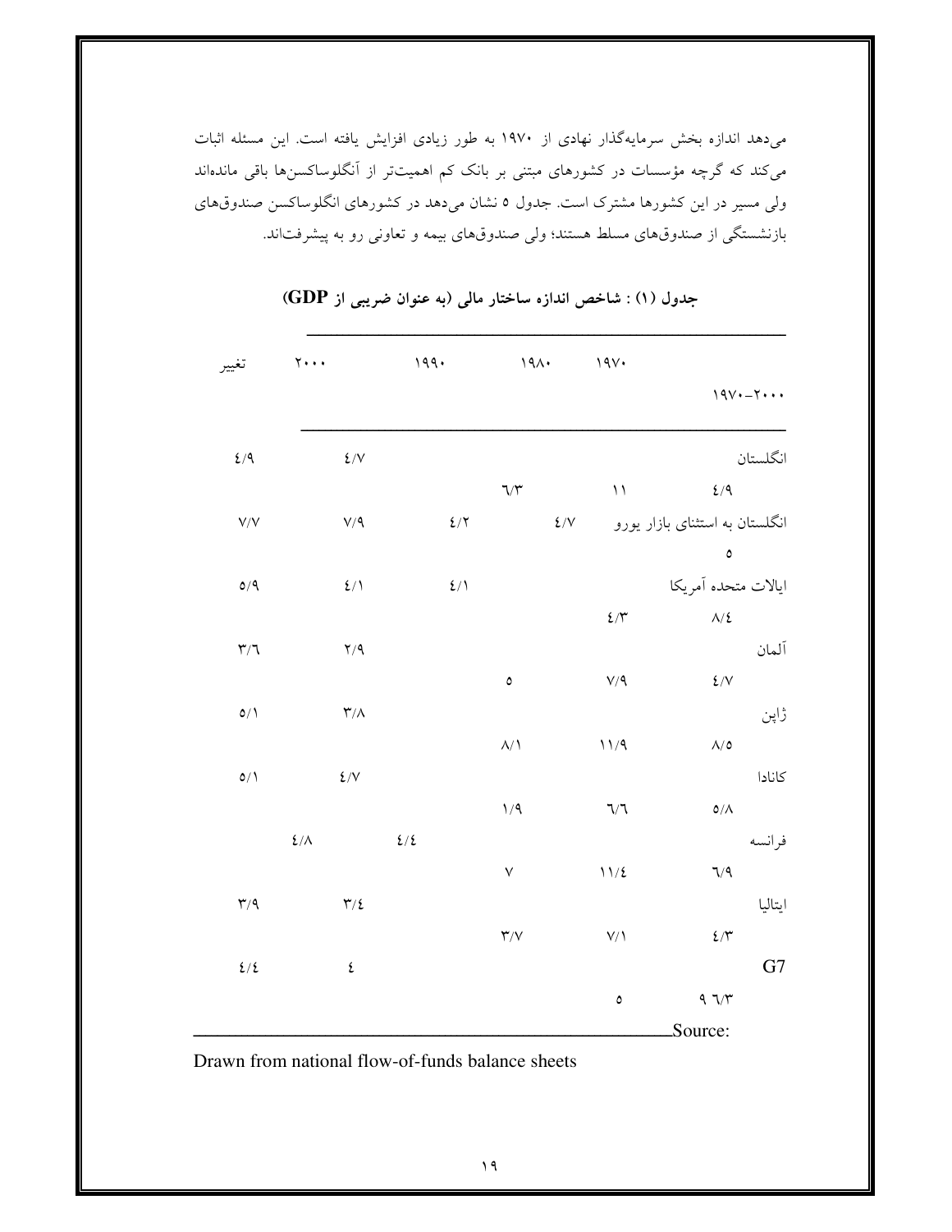می‌دهد اندازه بخش سرمایه‌گذار نهادی از ۱۹۷۰ به طور زیادی افزایش یافته است. این مسئله اثبات می‌کند که گرچه مؤسسات در کشورهای مبتنی بر بانک کم اهمیت‌تر از آنگلوساکسن‌ها باقی مانده‌اند ولی مسیر در این کشورها مشترک است. جدول ۵ نشان می‌دهد در کشورهای انگلوساکسن صندوق‌های بازنشستگی از صندوق‌های مسلط هستند؛ ولی صندوق‌های بیمه و تعاونی رو به پیشرفت‌اند.

**جدول (۱) : شاخص اندازه ساختار مالی (به عنوان ضریبی از GDP)**

| | ۱۹۷۰–۲۰۰۰ | ۱۹۷۰ | ۱۹۸۰ | ۱۹۹۰ | ۲۰۰۰ | تغییر |
|---|---|---|---|---|---|---|
| انگلستان | ۴/۹ | ۱۱ | ۶/۳ | | ۴/۷ | ۴/۹ |
| انگلستان به استثنای بازار یورو | ۵ | | ۴/۷ | ۴/۲ | ۷/۹ | ۷/۷ |
| ایالات متحده آمریکا | ۸/۴ | ۴/۳ | | ۴/۱ | ۴/۱ | ۵/۹ |
| آلمان | ۴/۷ | ۷/۹ | ۵ | | ۲/۹ | ۳/۶ |
| ژاپن | ۸/۵ | ۱۱/۹ | ۸/۱ | | ۳/۸ | ۵/۱ |
| کانادا | ۵/۸ | ۶/۶ | ۱/۹ | | ۴/۷ | ۵/۱ |
| فرانسه | ۶/۹ | ۱۱/۴ | ۷ | ۴/۴ | ۴/۸ | |
| ایتالیا | ۴/۳ | ۷/۱ | ۳/۷ | | ۳/۴ | ۳/۹ |
| G7 | ۹ ۶/۳ | ۵ | | | ۴ | ۴/۴ |

Source: Drawn from national flow-of-funds balance sheets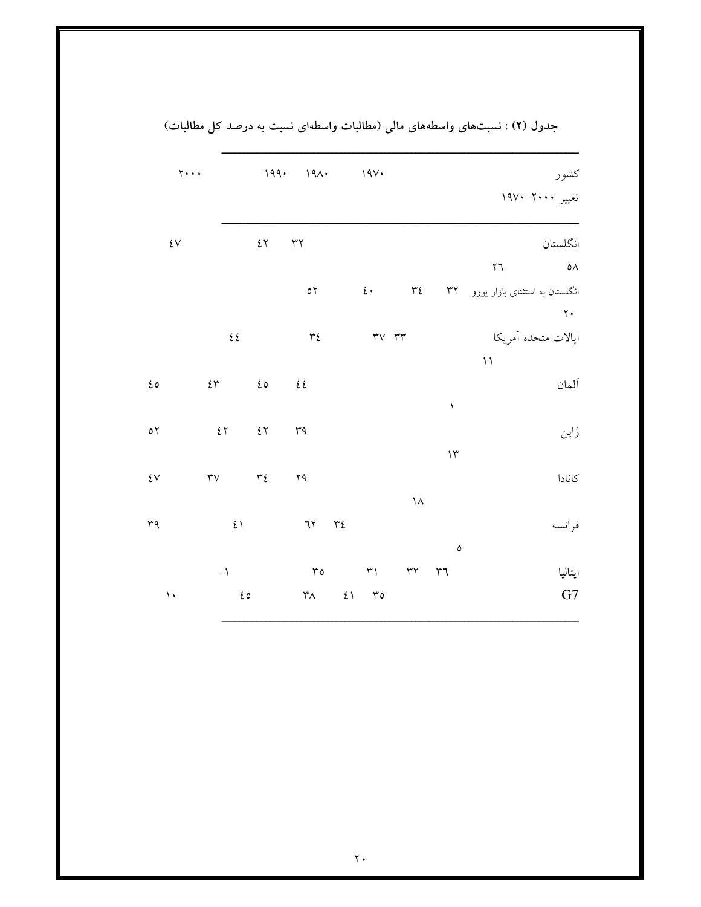**جدول (۲) : نسبت‌های واسطه‌های مالی (مطالبات واسطه‌ای نسبت به درصد کل مطالبات)**

| کشور | ۱۹۷۰ | ۱۹۸۰ | ۱۹۹۰ | ۲۰۰۰ | تغییر ۲۰۰۰-۱۹۷۰ |
|---|---|---|---|---|---|
| انگلستان | ۳۲ | ۴۲ | ۴۷ | ۵۸ | ۲۶ |
| انگلستان به استثنای بازار یورو | ۳۲ | ۳۴ | ۴۰ | ۵۲ | ۲۰ |
| ایالات متحده آمریکا | ۳۳ | ۳۷ | ۳۴ | ۴۴ | ۱۱ |
| آلمان | ۴۴ | ۴۵ | ۴۳ | ۴۵ | ۱ |
| ژاپن | ۳۹ | ۴۲ | ۴۲ | ۵۲ | ۱۳ |
| کانادا | ۲۹ | ۳۴ | ۳۷ | ۴۷ | ۱۸ |
| فرانسه | ۳۴ | ۶۲ | ۴۱ | ۳۹ | ۵ |
| ایتالیا | ۳۶ | ۳۲ | ۳۱ | ۳۵ | -۱ |
| G7 | ۳۵ | ۴۱ | ۳۸ | ۴۵ | ۱۰ |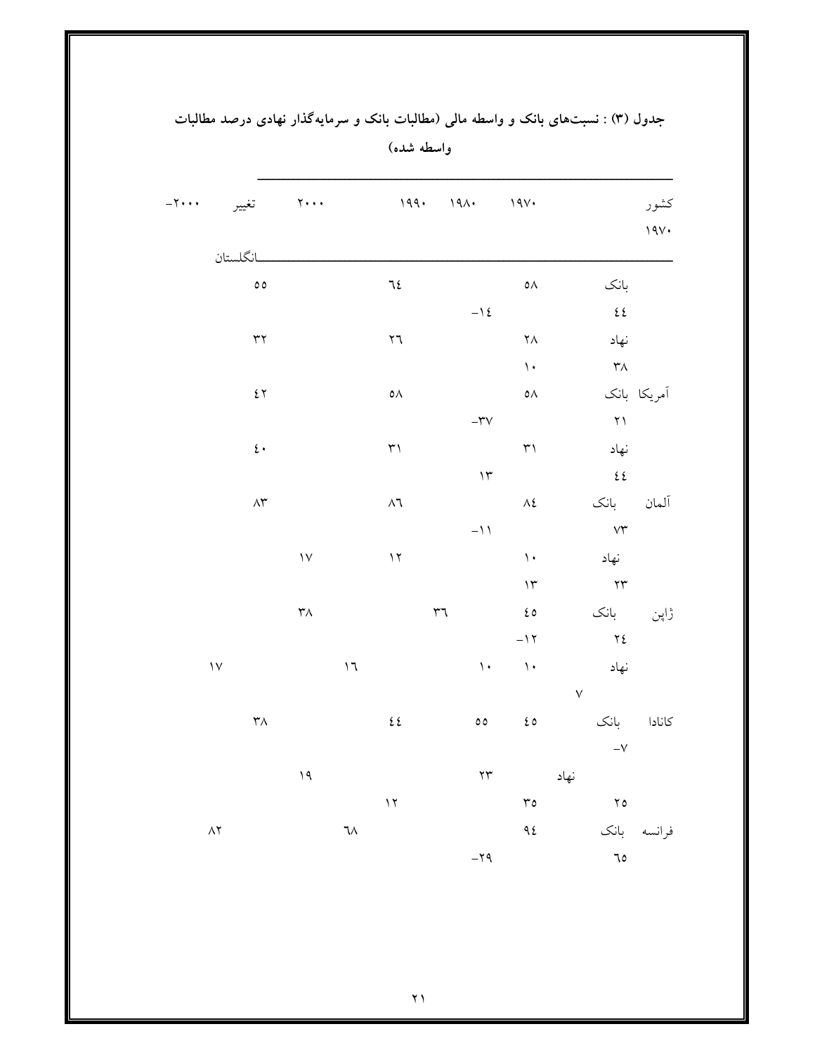**جدول (۳) : نسبت‌های بانک و واسطه مالی (مطالبات بانک و سرمایه‌گذار نهادی درصد مطالبات واسطه شده)**

| کشور | | ۱۹۷۰ | ۱۹۸۰ | ۱۹۹۰ | ۲۰۰۰ | تغییر ۱۹۷۰-۲۰۰۰ |
|---|---|---|---|---|---|---|
| انگلستان | بانک | ۵۸ | ٦٤ | ۵۵ | ٤٤ | -۱٤ |
| | نهاد | ۲۸ | ۲٦ | ۳۲ | ۳۸ | ۱۰ |
| آمریکا | بانک | ۵۸ | ۵۸ | ٤۲ | ۲۱ | -۳۷ |
| | نهاد | ۳۱ | ۳۱ | ٤۰ | ٤٤ | ۱۳ |
| آلمان | بانک | ۸٤ | ۸٦ | ۸۳ | ۷۳ | -۱۱ |
| | نهاد | ۱۰ | ۱۲ | ۱۷ | ۲۳ | ۱۳ |
| ژاپن | بانک | ٤۵ | ۳٦ | ۳۸ | ۲٤ | -۱۲ |
| | نهاد | ۱۰ | ۱۰ | ۱٦ | ۱۷ | ۷ |
| کانادا | بانک | ٤۵ | ۵۵ | ٤٤ | ۳۸ | -۷ |
| | نهاد | ۲۳ | ۱۹ | ۲۵ | ۳۵ | ۱۲ |
| فرانسه | بانک | ۹٤ | ٦۸ | ۸۲ | ٦۵ | -۲۹ |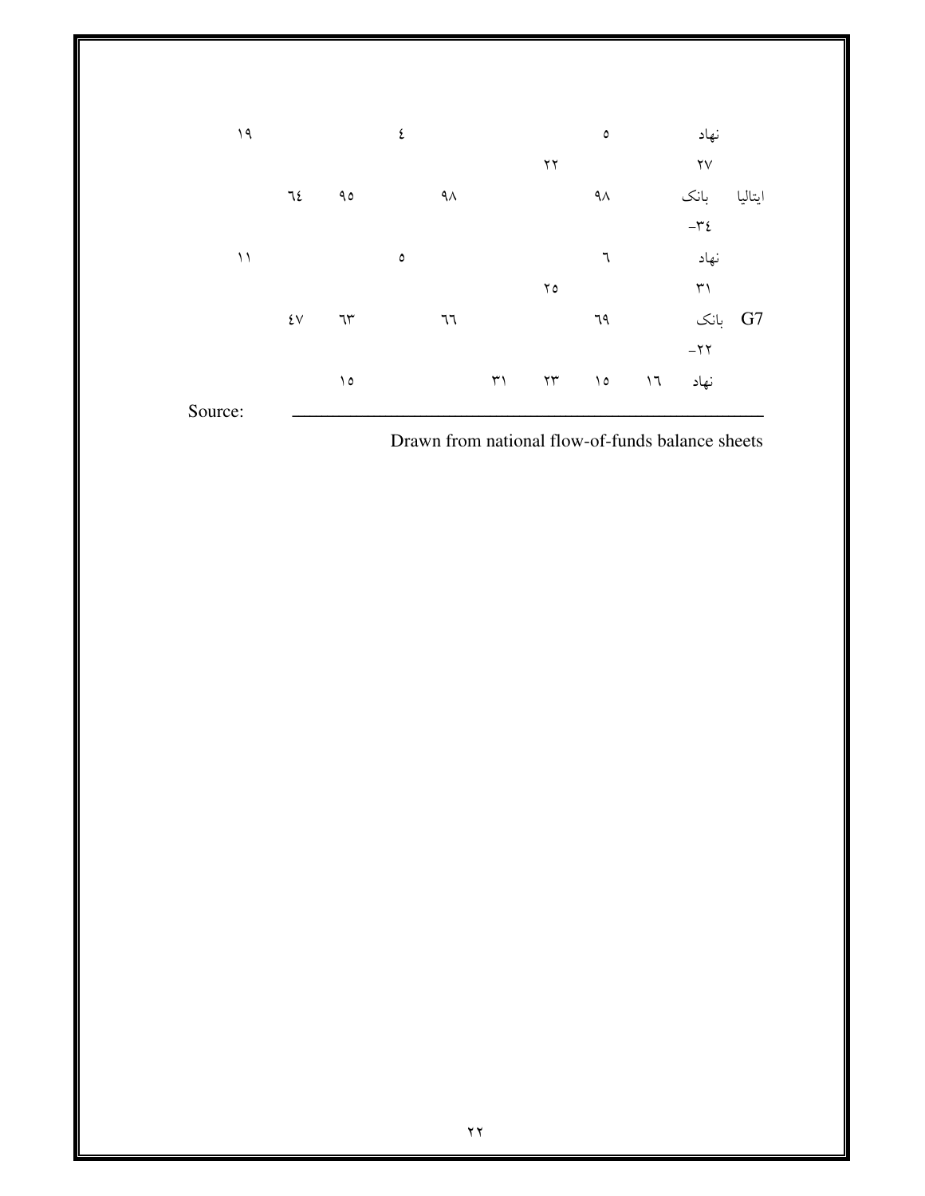| | | | | | | | | | | |
|---|---|---|---|---|---|---|---|---|---|---|
| | نهاد | | ٥ | | | | ٤ | | | ١٩ |
| | ٢٧ | | | ٢٢ | | | | | | |
| ایتالیا | بانک | | ٩٨ | | | ٩٨ | | ٩٥ | ٦٤ | |
| | -٣٤ | | | | | | | | | |
| | نهاد | | ٦ | | | | ٥ | | | ١١ |
| | ٣١ | | | ٢٥ | | | | | | |
| G7 | بانک | | ٦٩ | | | ٦٦ | | ٦٣ | ٤٧ | |
| | -٢٢ | | | | | | | | | |
| | نهاد | ١٦ | ١٥ | ٢٣ | ٣١ | | | ١٥ | | |

Source: Drawn from national flow-of-funds balance sheets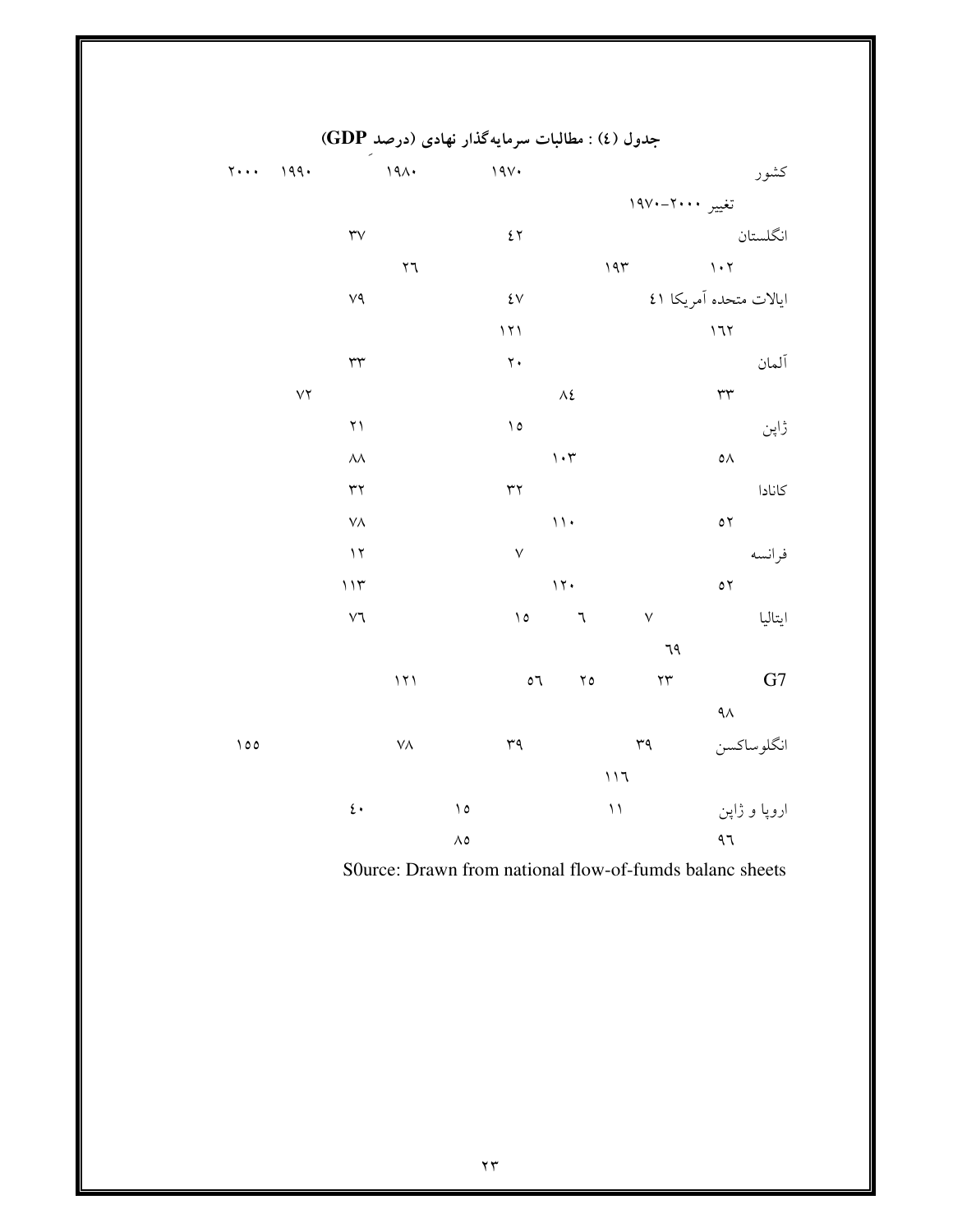**جدول (٤) : مطالبات سرمایه‌گذار نهادی (درصد GDP)**

| کشور | ۱۹۷۰ | ۱۹۸۰ | ۱۹۹۰ | ۲۰۰۰ | تغییر ۲۰۰۰–۱۹۷۰ |
|---|---|---|---|---|---|
| انگلستان | ٤٢ | ٣٧ | ١٠٢ | ١٩٣ | ٢٦ |
| ایالات متحده آمریکا | ٤١ | ٤٧ | ٧٩ | ١٦٢ | ١٢١ |
| آلمان | ٢٠ | ٣٣ | ٣٣ | ٨٤ | ٧٢ |
| ژاپن | ١٥ | ٢١ | ٥٨ | ١٠٣ | ٨٨ |
| کانادا | ٣٢ | ٣٢ | ٥٢ | ١١٠ | ٧٨ |
| فرانسه | ٧ | ١٢ | ٥٢ | ١٢٠ | ١١٣ |
| ایتالیا | ٧ | ٦ | ١٥ | ٧٦ | ٦٩ |
| G7 | ٢٣ | ٢٥ | ٥٦ | ١٢١ | ٩٨ |
| انگلوساکسن | ٣٩ | ٣٩ | ٧٨ | ١٥٥ | ١١٦ |
| اروپا و ژاپن | ١١ | ١٥ | ٤٠ | ٩٦ | ٨٥ |

S0urce: Drawn from national flow-of-fumds balanc sheets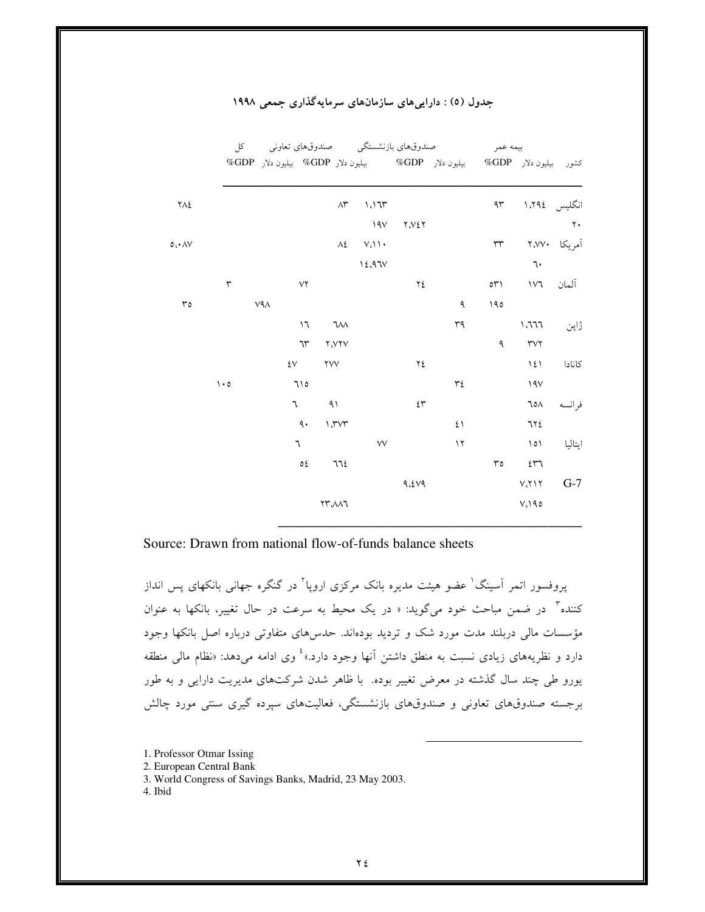**جدول (۵) : دارایی‌های سازمان‌های سرمایه‌گذاری جمعی ۱۹۹۸**

| | بیمه عمر | | صندوق‌های بازنشستگی | | صندوق‌های تعاونی | | کل | | | |
|---|---|---|---|---|---|---|---|---|---|---|
| کشور | بیلیون دلار | %GDP | بیلیون دلار | %GDP | بیلیون دلار | %GDP | بیلیون دلار | %GDP | | |
| انگلیس | ۱،۲۹٤ | ۹۳ | | | ۱،۱٦۳ | ۸۳ | | | | ۲۸٤ |
| ۲۰ | | | | ۲،۷٤۲ | ۱۹۷ | | | | | |
| آمریکا | ۲،۷۷۰ | ۳۳ | | | ۷،۱۱۰ | ۸٤ | | | | ٥،۰۸۷ |
| | ٦۰ | | | | ۱٤،۹٦۷ | | | | | |
| آلمان | ۱۷٦ | ٥۳۱ | | ۲٤ | | | ۷۲ | | ۳ | |
| | | ۱۹٥ | ۹ | | | | | ۷۹۸ | | ۳٥ |
| ژاپن | ۱،٦٦٦ | | ۳۹ | | | ٦۸۸ | ۱٦ | | | |
| | ۳۷۲ | ۹ | | | | ۲،۷۲۷ | ٦۳ | | | |
| کانادا | ۱٤۱ | | | ۲٤ | | ۲۷۷ | | ٤۷ | | |
| | ۱۹۷ | | ۳٤ | | | | ٦۱٥ | | ۱۰٥ | |
| فرانسه | ٦٥۸ | | | ٤۳ | | ۹۱ | ٦ | | | |
| | ٦۲٤ | | ٤۱ | | | ۱،۳۷۳ | ۹۰ | | | |
| ایتالیا | ۱٥۱ | | ۱۲ | | ۷۷ | | ٦ | | | |
| | ٤۳٦ | ۳٥ | | | | ٦٦٤ | ٥٤ | | | |
| G-7 | ۷،۲۱۲ | | | ۹،٤۷۹ | | | | | | |
| | ۷،۱۹٥ | | | | | ۲۳،۸۸٦ | | | | |

Source: Drawn from national flow-of-funds balance sheets

پروفسور اتمر آسینگ[1] عضو هیئت مدیره بانک مرکزی اروپا[2] در کنگره جهانی بانکهای پس انداز کننده[3] در ضمن مباحث خود می‌گوید: « در یک محیط به سرعت در حال تغییر، بانکها به عنوان مؤسسات مالی دربلند مدت مورد شک و تردید بوده‌اند. حدس‌های متفاوتی درباره اصل بانکها وجود دارد و نظریه‌های زیادی نسبت به منطق داشتن آنها وجود دارد.»[4] وی ادامه می‌دهد: «نظام مالی منطقه یورو طی چند سال گذشته در معرض تغییر بوده. با ظاهر شدن شرکت‌های مدیریت دارایی و به طور برجسته صندوق‌های تعاونی و صندوق‌های بازنشستگی، فعالیت‌های سپرده گیری سنتی مورد چالش

1. Professor Otmar Issing
2. European Central Bank
3. World Congress of Savings Banks, Madrid, 23 May 2003.
4. Ibid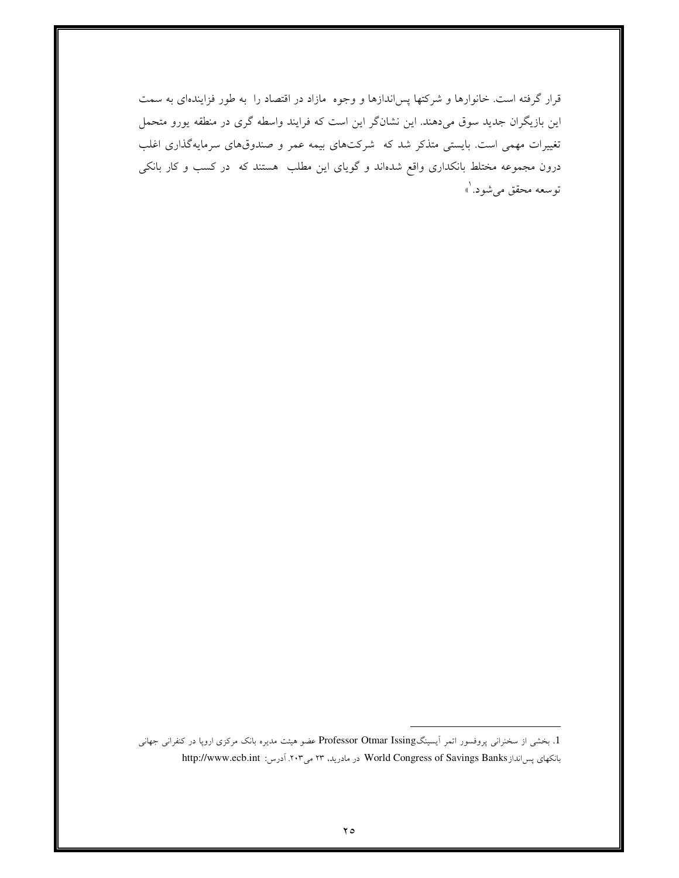قرار گرفته است. خانوارها و شرکتها پس‌اندازها و وجوه مازاد در اقتصاد را به طور فزاینده‌ای به سمت این بازیگران جدید سوق می‌دهند. این نشانگر این است که فرایند واسطه گری در منطقه یورو متحمل تغییرات مهمی است. بایستی متذکر شد که شرکت‌های بیمه عمر و صندوق‌های سرمایه‌گذاری اغلب درون مجموعه مختلط بانکداری واقع شده‌اند و گویای این مطلب هستند که در کسب و کار بانکی توسعه محقق می‌شود.[1]»

---

1. بخشی از سخنرانی پروفسور اتمر آیسینگProfessor Otmar Issing عضو هیئت مدیره بانک مرکزی اروپا در کنفرانی جهانی بانکهای پس‌اندازWorld Congress of Savings Banks در مادرید، ۲۳ می۲۰۰۳. آدرس: http://www.ecb.int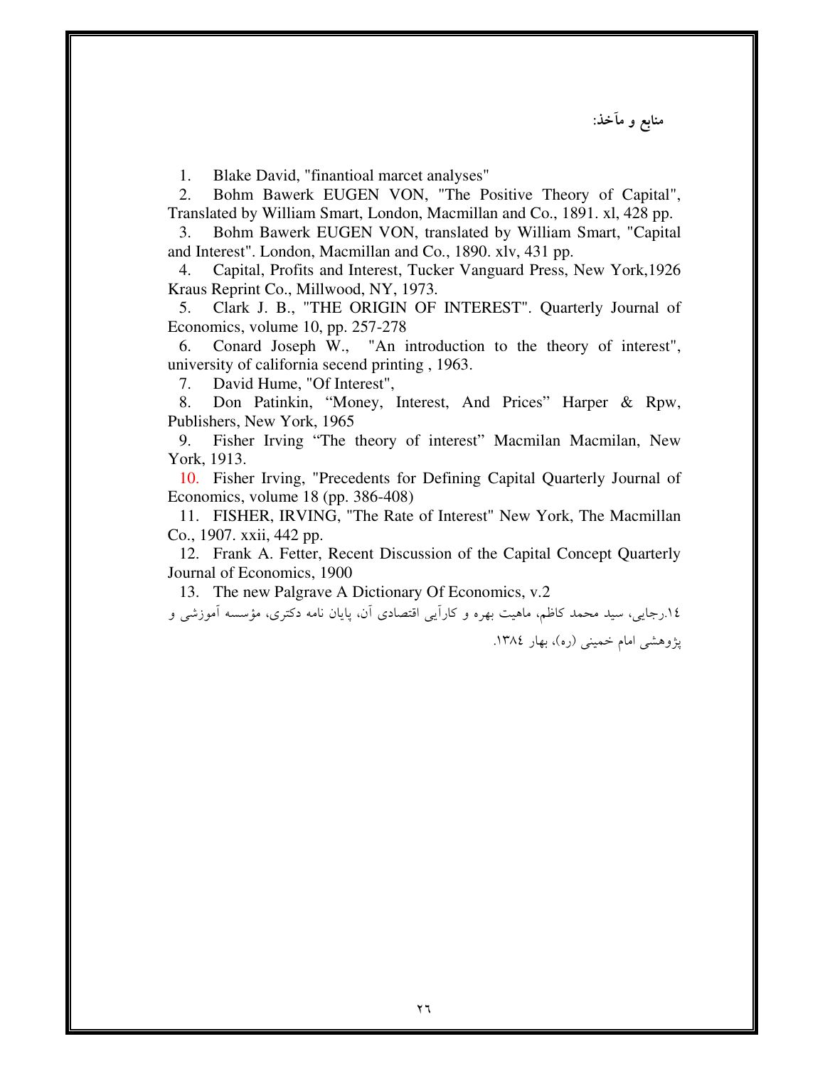**منابع و مآخذ:**

1. Blake David, "finantioal marcet analyses"
2. Bohm Bawerk EUGEN VON, "The Positive Theory of Capital", Translated by William Smart, London, Macmillan and Co., 1891. xl, 428 pp.
3. Bohm Bawerk EUGEN VON, translated by William Smart, "Capital and Interest". London, Macmillan and Co., 1890. xlv, 431 pp.
4. Capital, Profits and Interest, Tucker Vanguard Press, New York,1926 Kraus Reprint Co., Millwood, NY, 1973.
5. Clark J. B., "THE ORIGIN OF INTEREST". Quarterly Journal of Economics, volume 10, pp. 257-278
6. Conard Joseph W., "An introduction to the theory of interest", university of california secend printing , 1963.
7. David Hume, "Of Interest",
8. Don Patinkin, "Money, Interest, And Prices" Harper & Rpw, Publishers, New York, 1965
9. Fisher Irving "The theory of interest" Macmilan Macmilan, New York, 1913.
10. Fisher Irving, "Precedents for Defining Capital Quarterly Journal of Economics, volume 18 (pp. 386-408)
11. FISHER, IRVING, "The Rate of Interest" New York, The Macmillan Co., 1907. xxii, 442 pp.
12. Frank A. Fetter, Recent Discussion of the Capital Concept Quarterly Journal of Economics, 1900
13. The new Palgrave A Dictionary Of Economics, v.2

١٤.رجایی، سید محمد کاظم، ماهیت بهره و کارآیی اقتصادی آن، پایان نامه دکتری، مؤسسه آموزشی و پژوهشی امام خمینی (ره)، بهار ١٣٨٤.